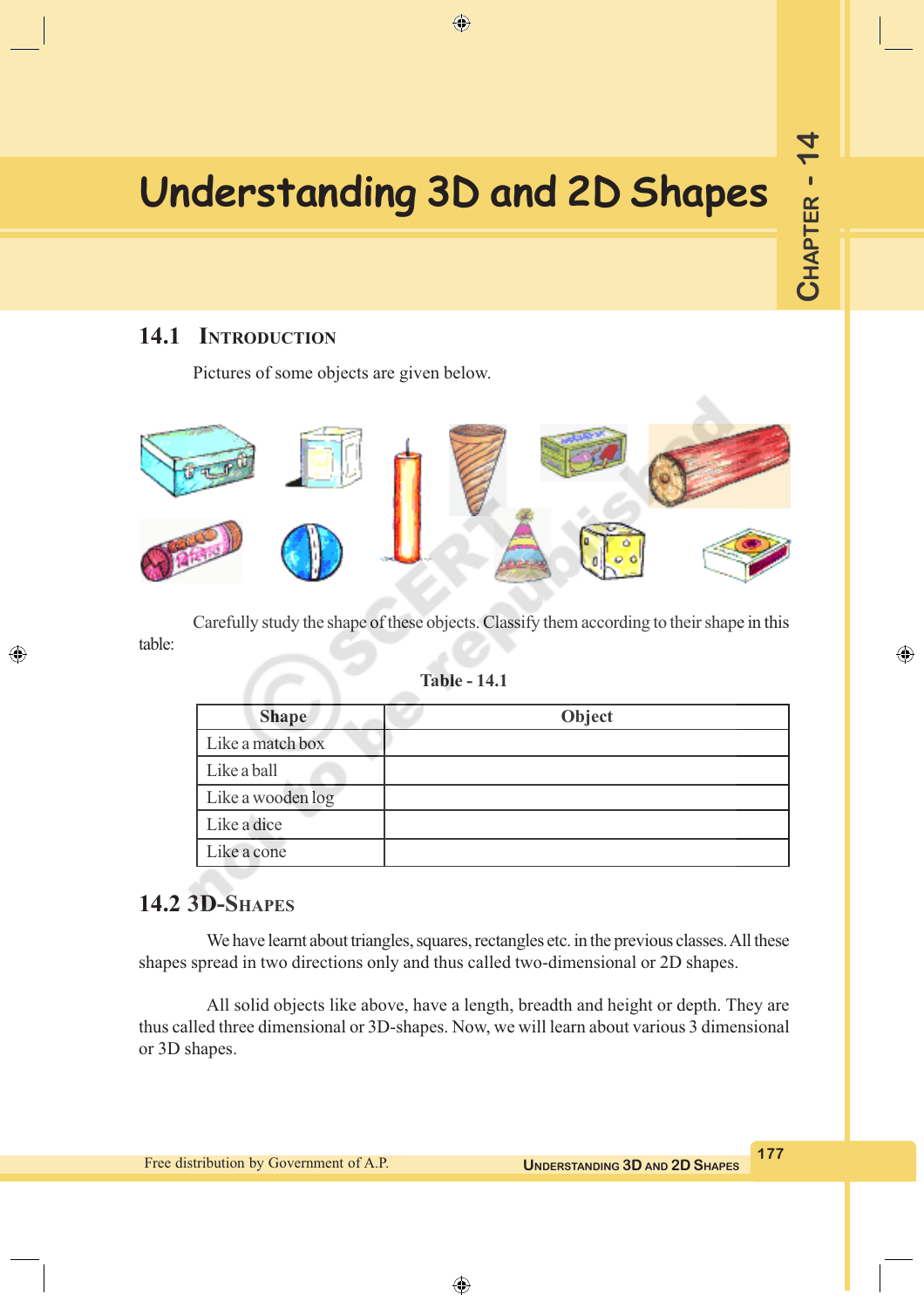# Understanding 3D and 2D Shapes

CHAPTER - 14

## 14.1 Introduction

Pictures of some objects are given below.

Carefully study the shape of these objects. Classify them according to their shape in this table:

**Table - 14.1**

| Shape | Object |
|---|---|
| Like a match box | |
| Like a ball | |
| Like a wooden log | |
| Like a dice | |
| Like a cone | |

## 14.2 3D-Shapes

We have learnt about triangles, squares, rectangles etc. in the previous classes. All these shapes spread in two directions only and thus called two-dimensional or 2D shapes.

All solid objects like above, have a length, breadth and height or depth. They are thus called three dimensional or 3D-shapes. Now, we will learn about various 3 dimensional or 3D shapes.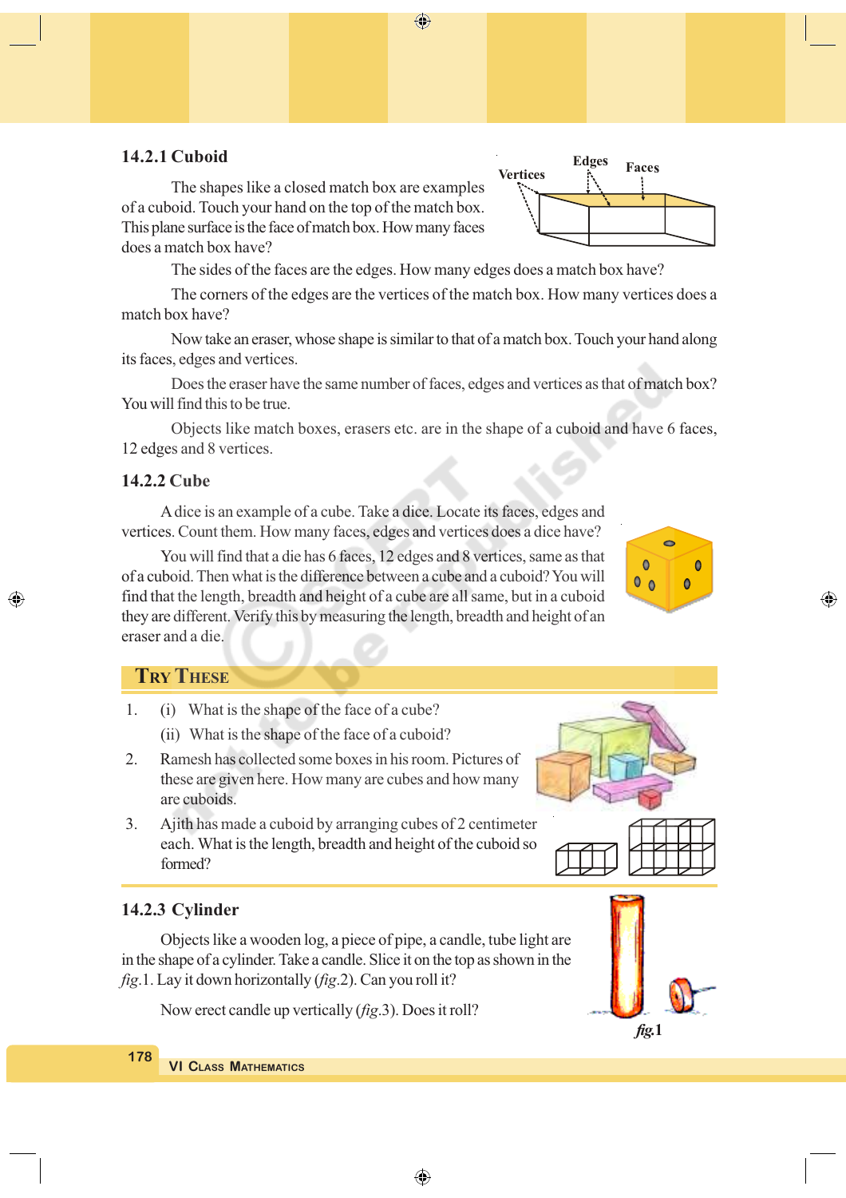### 14.2.1 Cuboid

The shapes like a closed match box are examples of a cuboid. Touch your hand on the top of the match box. This plane surface is the face of match box. How many faces does a match box have?

The sides of the faces are the edges. How many edges does a match box have?

The corners of the edges are the vertices of the match box. How many vertices does a match box have?

Now take an eraser, whose shape is similar to that of a match box. Touch your hand along its faces, edges and vertices.

Does the eraser have the same number of faces, edges and vertices as that of match box? You will find this to be true.

Objects like match boxes, erasers etc. are in the shape of a cuboid and have 6 faces, 12 edges and 8 vertices.

### 14.2.2 Cube

A dice is an example of a cube. Take a dice. Locate its faces, edges and vertices. Count them. How many faces, edges and vertices does a dice have?

You will find that a die has 6 faces, 12 edges and 8 vertices, same as that of a cuboid. Then what is the difference between a cube and a cuboid? You will find that the length, breadth and height of a cube are all same, but in a cuboid they are different. Verify this by measuring the length, breadth and height of an eraser and a die.

## Try These

1. (i) What is the shape of the face of a cube?

   (ii) What is the shape of the face of a cuboid?
2. Ramesh has collected some boxes in his room. Pictures of these are given here. How many are cubes and how many are cuboids.
3. Ajith has made a cuboid by arranging cubes of 2 centimeter each. What is the length, breadth and height of the cuboid so formed?

### 14.2.3 Cylinder

Objects like a wooden log, a piece of pipe, a candle, tube light are in the shape of a cylinder. Take a candle. Slice it on the top as shown in the *fig*.1. Lay it down horizontally (*fig*.2). Can you roll it?

Now erect candle up vertically (*fig*.3). Does it roll?

*fig*.1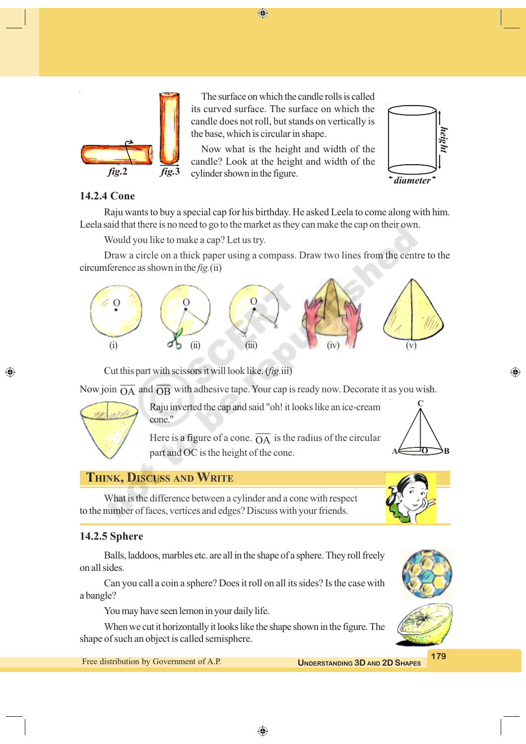The surface on which the candle rolls is called its curved surface. The surface on which the candle does not roll, but stands on vertically is the base, which is circular in shape.

Now what is the height and width of the candle? Look at the height and width of the cylinder shown in the figure.

fig.2 fig.3

### 14.2.4 Cone

Raju wants to buy a special cap for his birthday. He asked Leela to come along with him. Leela said that there is no need to go to the market as they can make the cap on their own.

Would you like to make a cap? Let us try.

Draw a circle on a thick paper using a compass. Draw two lines from the centre to the circumference as shown in the *fig.*(ii)

(i) (ii) (iii) (iv) (v)

Cut this part with scissors it will look like. (*fig.*iii)

Now join $\overline{OA}$ and $\overline{OB}$ with adhesive tape. Your cap is ready now. Decorate it as you wish.

Raju inverted the cap and said "oh! it looks like an ice-cream cone."

Here is a figure of a cone. $\overline{OA}$ is the radius of the circular part and OC is the height of the cone.

## Think, Discuss and Write

What is the difference between a cylinder and a cone with respect to the number of faces, vertices and edges? Discuss with your friends.

### 14.2.5 Sphere

Balls, laddoos, marbles etc. are all in the shape of a sphere. They roll freely on all sides.

Can you call a coin a sphere? Does it roll on all its sides? Is the case with a bangle?

You may have seen lemon in your daily life.

When we cut it horizontally it looks like the shape shown in the figure. The shape of such an object is called semisphere.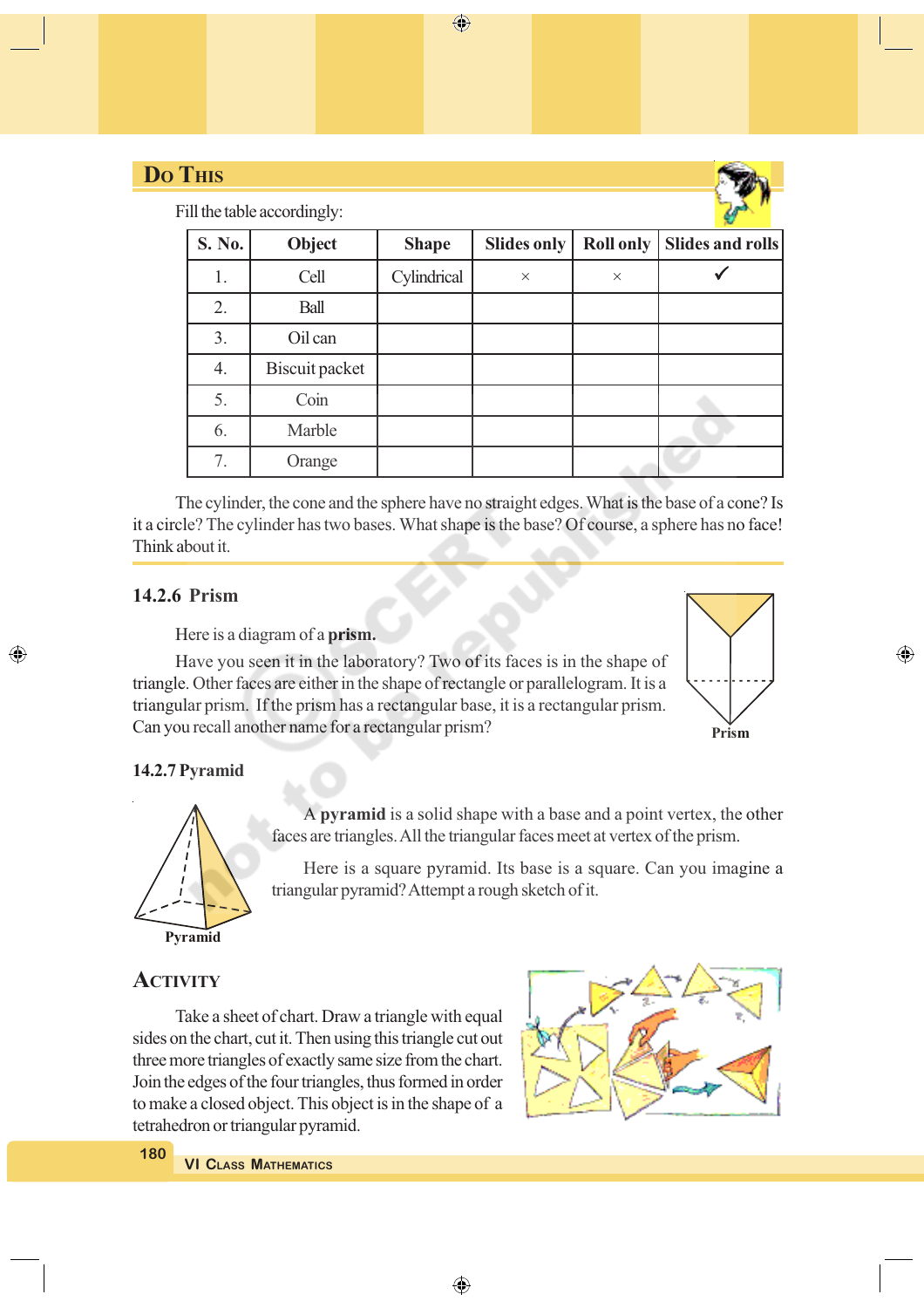## Do This

Fill the table accordingly:

| S. No. | Object | Shape | Slides only | Roll only | Slides and rolls |
|---|---|---|---|---|---|
| 1. | Cell | Cylindrical | × | × | ✓ |
| 2. | Ball | | | | |
| 3. | Oil can | | | | |
| 4. | Biscuit packet | | | | |
| 5. | Coin | | | | |
| 6. | Marble | | | | |
| 7. | Orange | | | | |

The cylinder, the cone and the sphere have no straight edges. What is the base of a cone? Is it a circle? The cylinder has two bases. What shape is the base? Of course, a sphere has no face! Think about it.

### 14.2.6 Prism

Here is a diagram of a **prism.**

Have you seen it in the laboratory? Two of its faces is in the shape of triangle. Other faces are either in the shape of rectangle or parallelogram. It is a triangular prism. If the prism has a rectangular base, it is a rectangular prism. Can you recall another name for a rectangular prism?

Prism

### 14.2.7 Pyramid

A **pyramid** is a solid shape with a base and a point vertex, the other faces are triangles. All the triangular faces meet at vertex of the prism.

Here is a square pyramid. Its base is a square. Can you imagine a triangular pyramid? Attempt a rough sketch of it.

Pyramid

## Activity

Take a sheet of chart. Draw a triangle with equal sides on the chart, cut it. Then using this triangle cut out three more triangles of exactly same size from the chart. Join the edges of the four triangles, thus formed in order to make a closed object. This object is in the shape of a tetrahedron or triangular pyramid.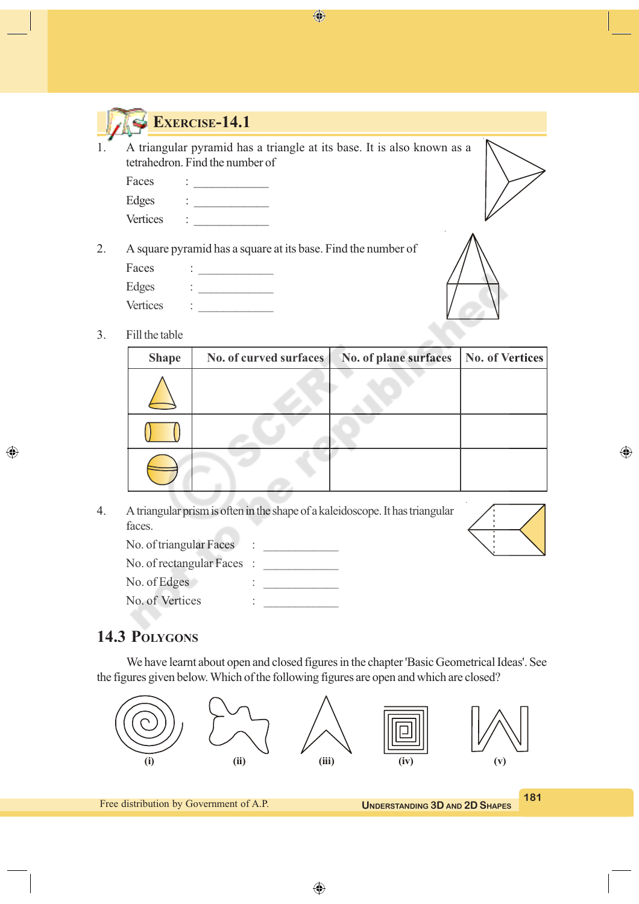## Exercise-14.1

1. A triangular pyramid has a triangle at its base. It is also known as a tetrahedron. Find the number of

   Faces : ____________

   Edges : ____________

   Vertices : ____________

2. A square pyramid has a square at its base. Find the number of

   Faces : ____________

   Edges : ____________

   Vertices : ____________

3. Fill the table

| Shape | No. of curved surfaces | No. of plane surfaces | No. of Vertices |
|---|---|---|---|
| | | | |
| | | | |
| | | | |

4. A triangular prism is often in the shape of a kaleidoscope. It has triangular faces.

   No. of triangular Faces : ____________

   No. of rectangular Faces : ____________

   No. of Edges : ____________

   No. of Vertices : ____________

## 14.3 Polygons

We have learnt about open and closed figures in the chapter 'Basic Geometrical Ideas'. See the figures given below. Which of the following figures are open and which are closed?

(i) (ii) (iii) (iv) (v)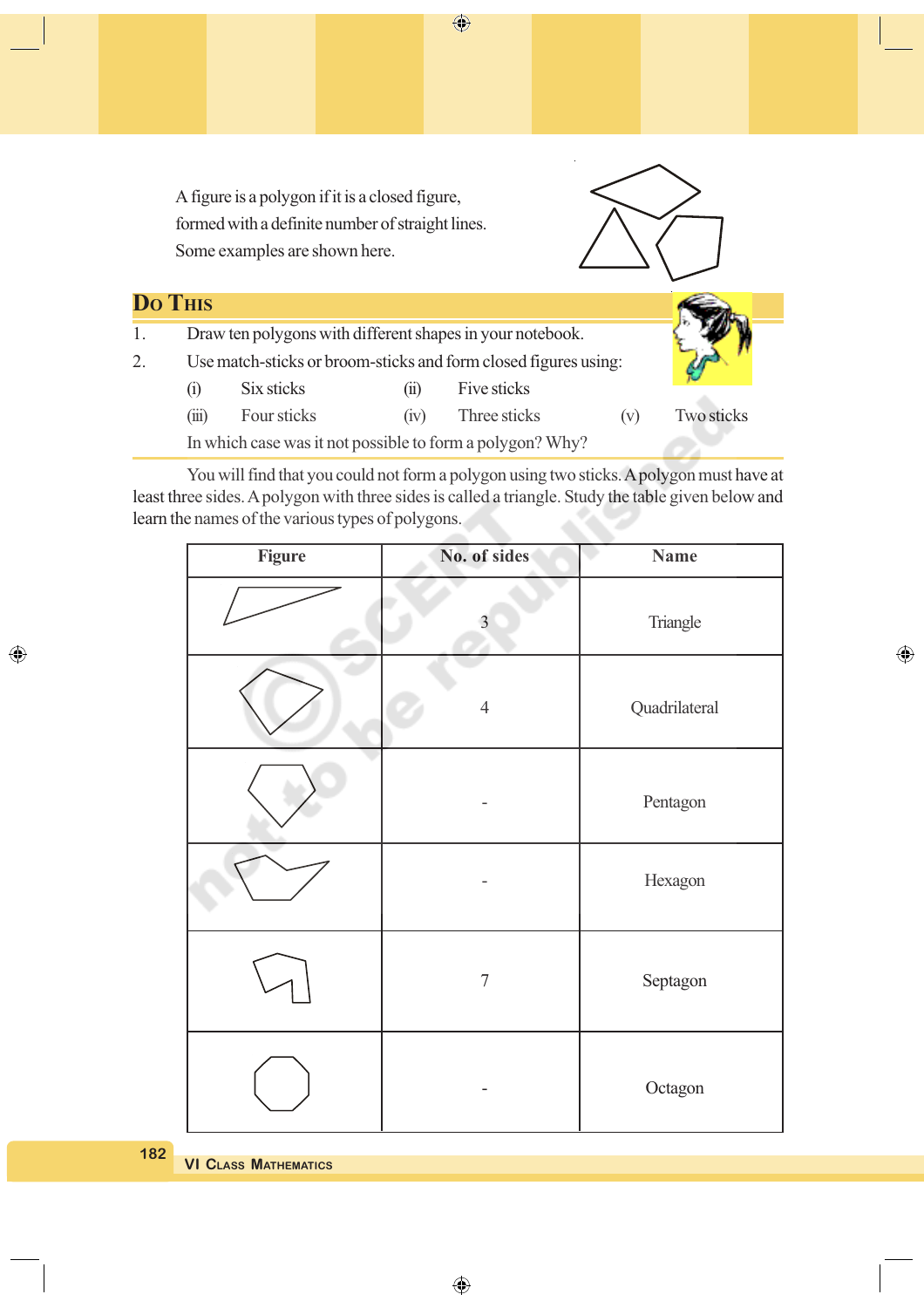A figure is a polygon if it is a closed figure, formed with a definite number of straight lines. Some examples are shown here.

## Do This

1. Draw ten polygons with different shapes in your notebook.
2. Use match-sticks or broom-sticks and form closed figures using:
   - (i) Six sticks
   - (ii) Five sticks
   - (iii) Four sticks
   - (iv) Three sticks
   - (v) Two sticks

   In which case was it not possible to form a polygon? Why?

You will find that you could not form a polygon using two sticks. A polygon must have at least three sides. A polygon with three sides is called a triangle. Study the table given below and learn the names of the various types of polygons.

| Figure | No. of sides | Name |
|---|---|---|
| | 3 | Triangle |
| | 4 | Quadrilateral |
| | - | Pentagon |
| | - | Hexagon |
| | 7 | Septagon |
| | - | Octagon |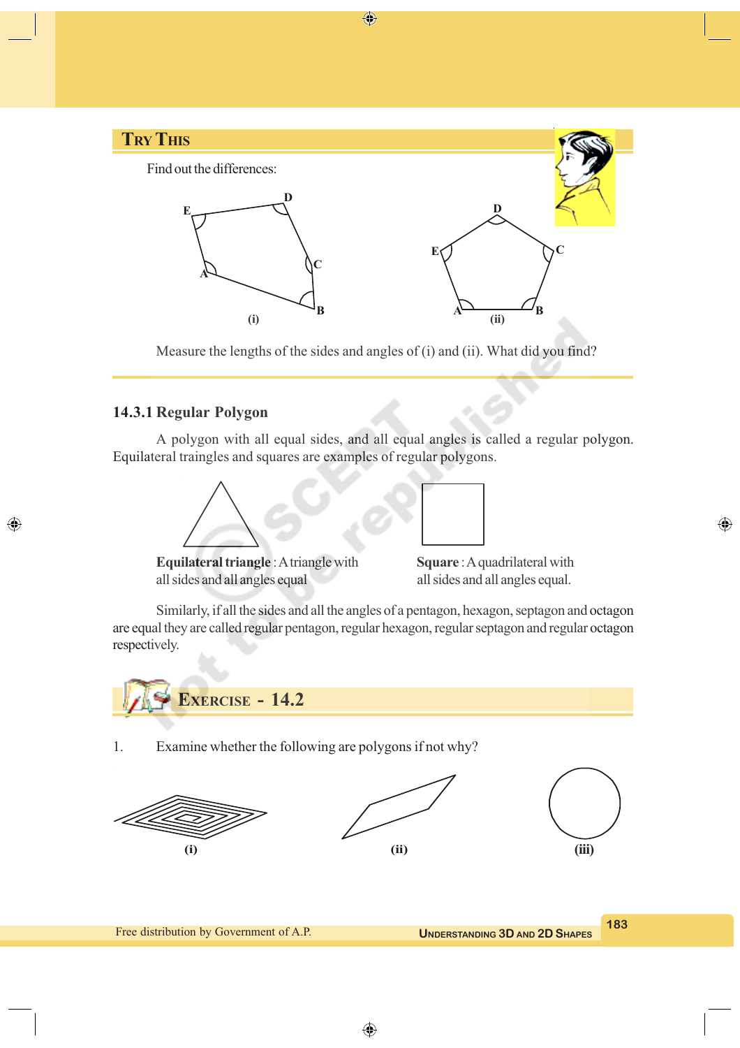## Try This

Find out the differences:

(i) (ii)

Measure the lengths of the sides and angles of (i) and (ii). What did you find?

### 14.3.1 Regular Polygon

A polygon with all equal sides, and all equal angles is called a regular polygon. Equilateral traingles and squares are examples of regular polygons.

**Equilateral triangle** : A triangle with all sides and all angles equal

**Square** : A quadrilateral with all sides and all angles equal.

Similarly, if all the sides and all the angles of a pentagon, hexagon, septagon and octagon are equal they are called regular pentagon, regular hexagon, regular septagon and regular octagon respectively.

## Exercise - 14.2

1. Examine whether the following are polygons if not why?

(i) (ii) (iii)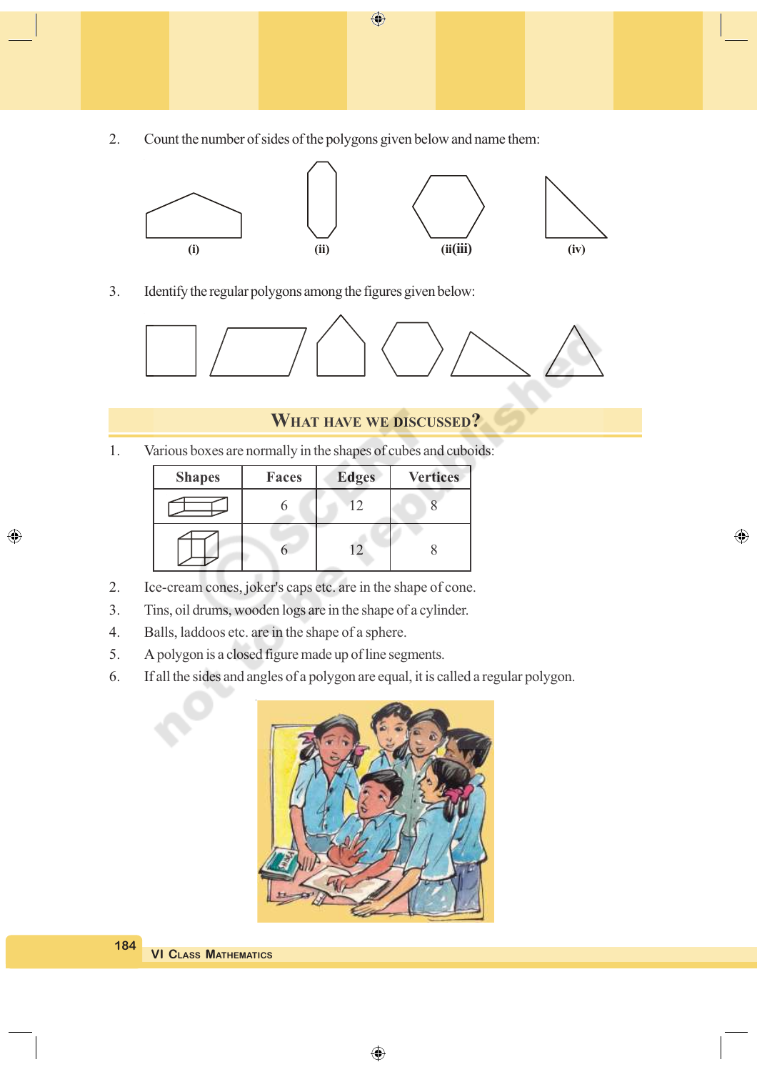2. Count the number of sides of the polygons given below and name them:

(i) (ii) (ii(iii) (iv)

3. Identify the regular polygons among the figures given below:

## WHAT HAVE WE DISCUSSED?

1. Various boxes are normally in the shapes of cubes and cuboids:

| Shapes | Faces | Edges | Vertices |
|---|---|---|---|
| | 6 | 12 | 8 |
| | 6 | 12 | 8 |

2. Ice-cream cones, joker's caps etc. are in the shape of cone.
3. Tins, oil drums, wooden logs are in the shape of a cylinder.
4. Balls, laddoos etc. are in the shape of a sphere.
5. A polygon is a closed figure made up of line segments.
6. If all the sides and angles of a polygon are equal, it is called a regular polygon.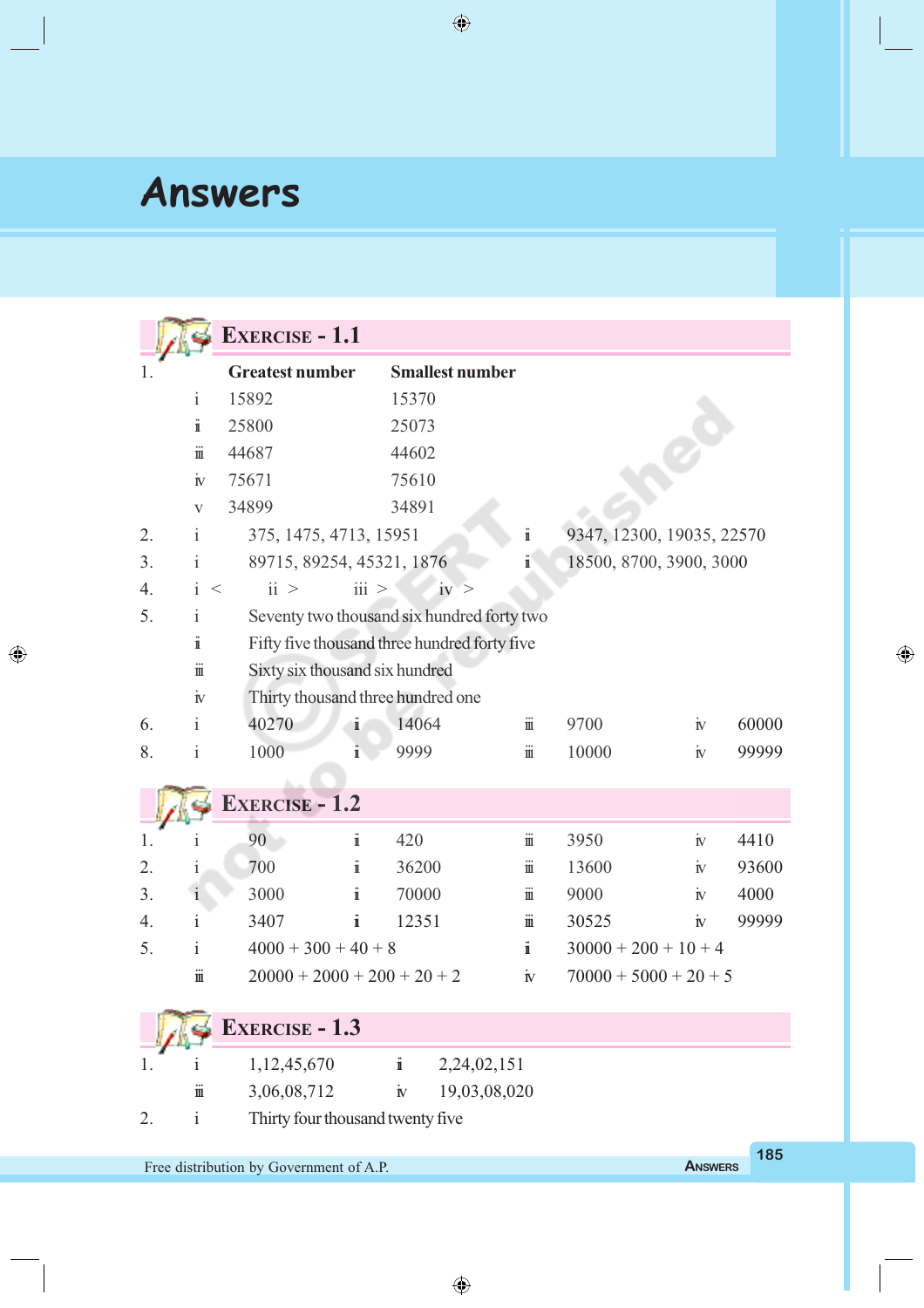# Answers

## Exercise - 1.1

1.

| | Greatest number | Smallest number |
|---|---|---|
| i | 15892 | 15370 |
| ii | 25800 | 25073 |
| iii | 44687 | 44602 |
| iv | 75671 | 75610 |
| v | 34899 | 34891 |

2. i 375, 1475, 4713, 15951 ii 9347, 12300, 19035, 22570
3. i 89715, 89254, 45321, 1876 ii 18500, 8700, 3900, 3000
4. i < ii > iii > iv >
5. i Seventy two thousand six hundred forty two
   ii Fifty five thousand three hundred forty five
   iii Sixty six thousand six hundred
   iv Thirty thousand three hundred one
6. i 40270 ii 14064 iii 9700 iv 60000
8. i 1000 ii 9999 iii 10000 iv 99999

## Exercise - 1.2

1. i 90 ii 420 iii 3950 iv 4410
2. i 700 ii 36200 iii 13600 iv 93600
3. i 3000 ii 70000 iii 9000 iv 4000
4. i 3407 ii 12351 iii 30525 iv 99999
5. i 4000 + 300 + 40 + 8 ii 30000 + 200 + 10 + 4
   iii 20000 + 2000 + 200 + 20 + 2 iv 70000 + 5000 + 20 + 5

## Exercise - 1.3

1. i 1,12,45,670 ii 2,24,02,151
   iii 3,06,08,712 iv 19,03,08,020
2. i Thirty four thousand twenty five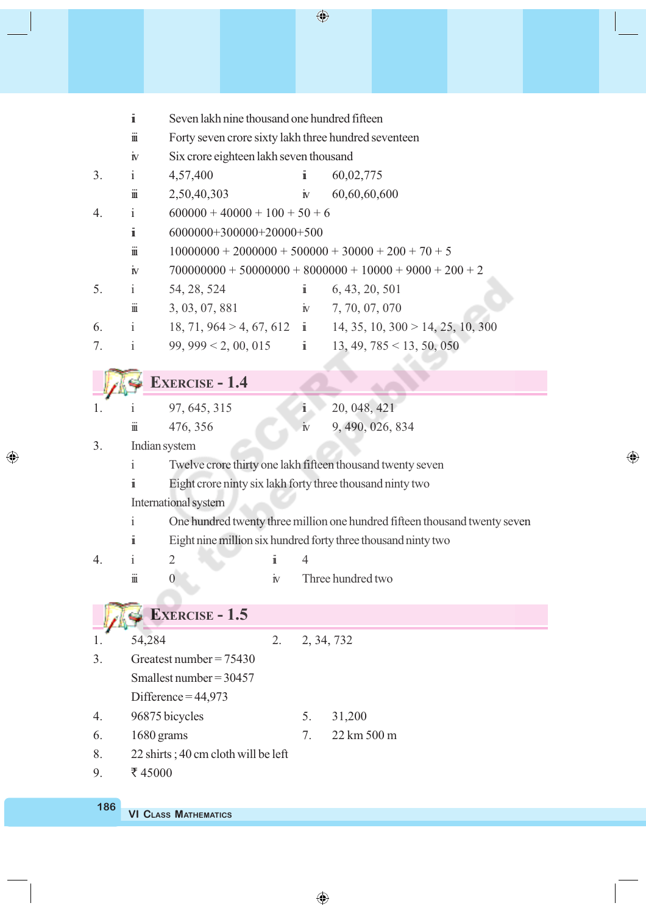ii Seven lakh nine thousand one hundred fifteen

iii Forty seven crore sixty lakh three hundred seventeen

iv Six crore eighteen lakh seven thousand

3. i 4,57,400  ii 60,02,775

 iii 2,50,40,303  iv 60,60,60,600

4. i 600000 + 40000 + 100 + 50 + 6

 ii 6000000+300000+20000+500

 iii 10000000 + 2000000 + 500000 + 30000 + 200 + 70 + 5

 iv 700000000 + 50000000 + 8000000 + 10000 + 9000 + 200 + 2

5. i 54, 28, 524  ii 6, 43, 20, 501

 iii 3, 03, 07, 881  iv 7, 70, 07, 070

6. i 18, 71, 964 > 4, 67, 612  ii 14, 35, 10, 300 > 14, 25, 10, 300

7. i 99, 999 < 2, 00, 015  ii 13, 49, 785 < 13, 50, 050

## Exercise - 1.4

1. i 97, 645, 315  ii 20, 048, 421

 iii 476, 356  iv 9, 490, 026, 834

3. Indian system

 i Twelve crore thirty one lakh fifteen thousand twenty seven

 ii Eight crore ninty six lakh forty three thousand ninty two

 International system

 i One hundred twenty three million one hundred fifteen thousand twenty seven

 ii Eight nine million six hundred forty three thousand ninty two

4. i 2  ii 4

 iii 0  iv Three hundred two

## Exercise - 1.5

1. 54,284  2. 2, 34, 732

3. Greatest number = 75430

 Smallest number = 30457

 Difference = 44,973

4. 96875 bicycles  5. 31,200

6. 1680 grams  7. 22 km 500 m

8. 22 shirts ; 40 cm cloth will be left

9. ₹ 45000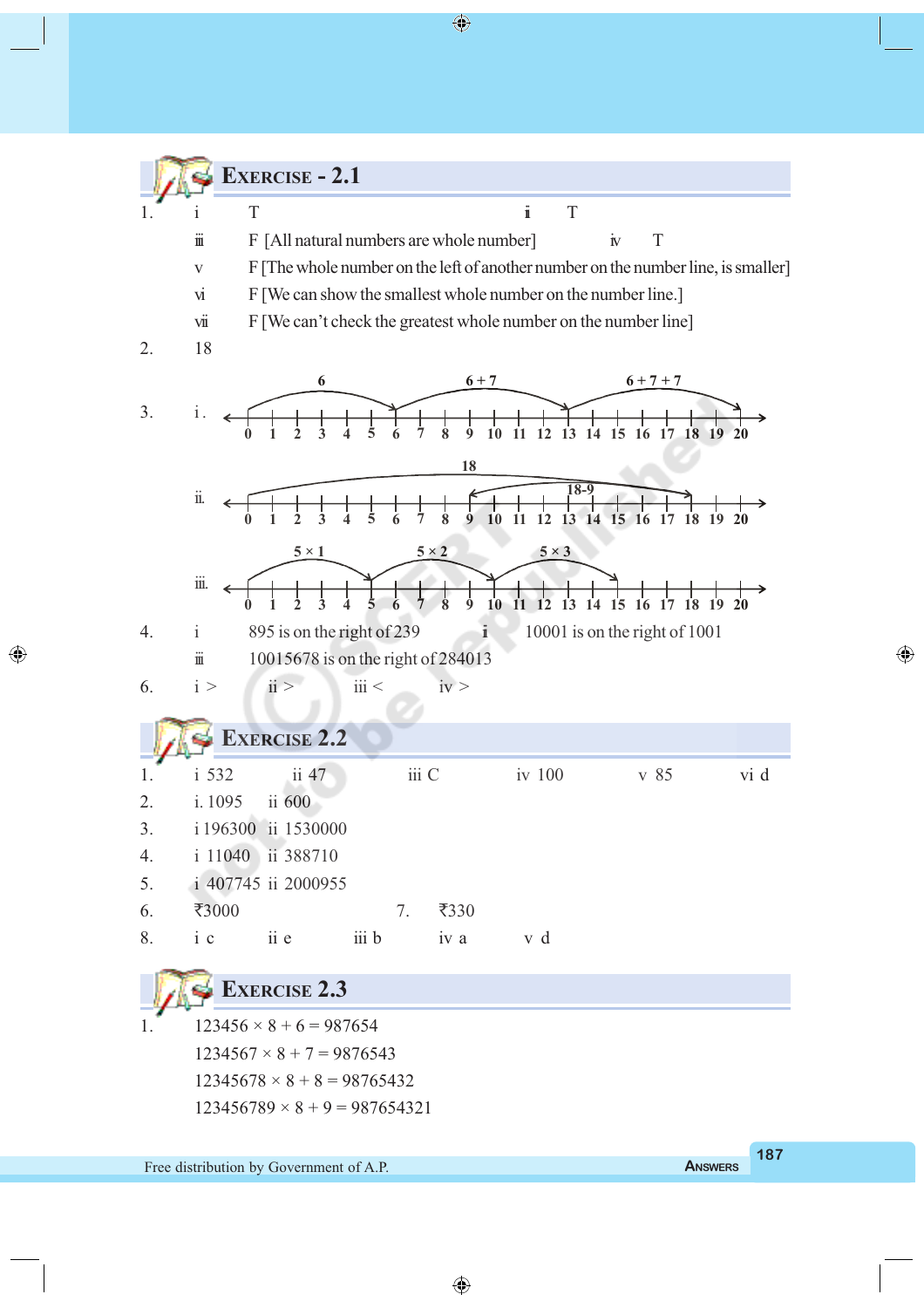## Exercise - 2.1

1. i T    ii T
   iii F [All natural numbers are whole number]    iv T
   v F [The whole number on the left of another number on the number line, is smaller]
   vi F [We can show the smallest whole number on the number line.]
   vii F [We can't check the greatest whole number on the number line]
2. 18
3. i. (Number line 0 to 20 with jumps: 6, 6 + 7, 6 + 7 + 7)
   ii. (Number line 0 to 20 with jumps: 18, 18-9)
   iii. (Number line 0 to 20 with jumps: 5 × 1, 5 × 2, 5 × 3)
4. i 895 is on the right of 239    ii 10001 is on the right of 1001
   iii 10015678 is on the right of 284013
6. i >    ii >    iii <    iv >

## Exercise 2.2

1. i 532    ii 47    iii C    iv 100    v 85    vi d
2. i. 1095    ii 600
3. i 196300    ii 1530000
4. i 11040    ii 388710
5. i 407745    ii 2000955
6. ₹3000    7. ₹330
8. i c    ii e    iii b    iv a    v d

## Exercise 2.3

1. $123456 \times 8 + 6 = 987654$
   $1234567 \times 8 + 7 = 9876543$
   $12345678 \times 8 + 8 = 98765432$
   $123456789 \times 8 + 9 = 987654321$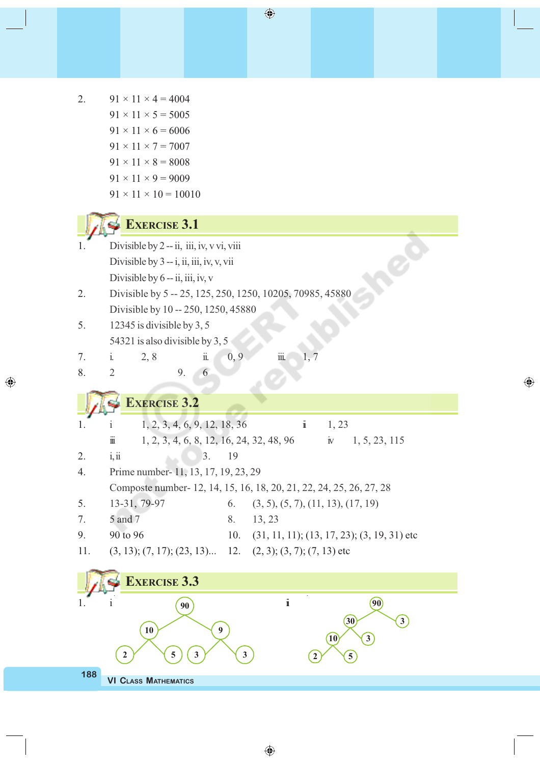2. $91 \times 11 \times 4 = 4004$
   $91 \times 11 \times 5 = 5005$
   $91 \times 11 \times 6 = 6006$
   $91 \times 11 \times 7 = 7007$
   $91 \times 11 \times 8 = 8008$
   $91 \times 11 \times 9 = 9009$
   $91 \times 11 \times 10 = 10010$

## Exercise 3.1

1. Divisible by 2 -- ii, iii, iv, v vi, viii
   Divisible by 3 -- i, ii, iii, iv, v, vii
   Divisible by 6 -- ii, iii, iv, v
2. Divisible by 5 -- 25, 125, 250, 1250, 10205, 70985, 45880
   Divisible by 10 -- 250, 1250, 45880
5. 12345 is divisible by 3, 5
   54321 is also divisible by 3, 5
7. i. 2, 8 ii. 0, 9 iii. 1, 7
8. 2 9. 6

## Exercise 3.2

1. i 1, 2, 3, 4, 6, 9, 12, 18, 36 ii 1, 23
   iii 1, 2, 3, 4, 6, 8, 12, 16, 24, 32, 48, 96 iv 1, 5, 23, 115
2. i, ii 3. 19
4. Prime number- 11, 13, 17, 19, 23, 29
   Composte number- 12, 14, 15, 16, 18, 20, 21, 22, 24, 25, 26, 27, 28
5. 13-31, 79-97 6. (3, 5), (5, 7), (11, 13), (17, 19)
7. 5 and 7 8. 13, 23
9. 90 to 96 10. (31, 11, 11); (13, 17, 23); (3, 19, 31) etc
11. (3, 13); (7, 17); (23, 13)... 12. (2, 3); (3, 7); (7, 13) etc

## Exercise 3.3

1. i Factor tree: 90 → 10, 9; 10 → 2, 5; 9 → 3, 3
   ii Factor tree: 90 → 30, 3; 30 → 10, 3; 10 → 2, 5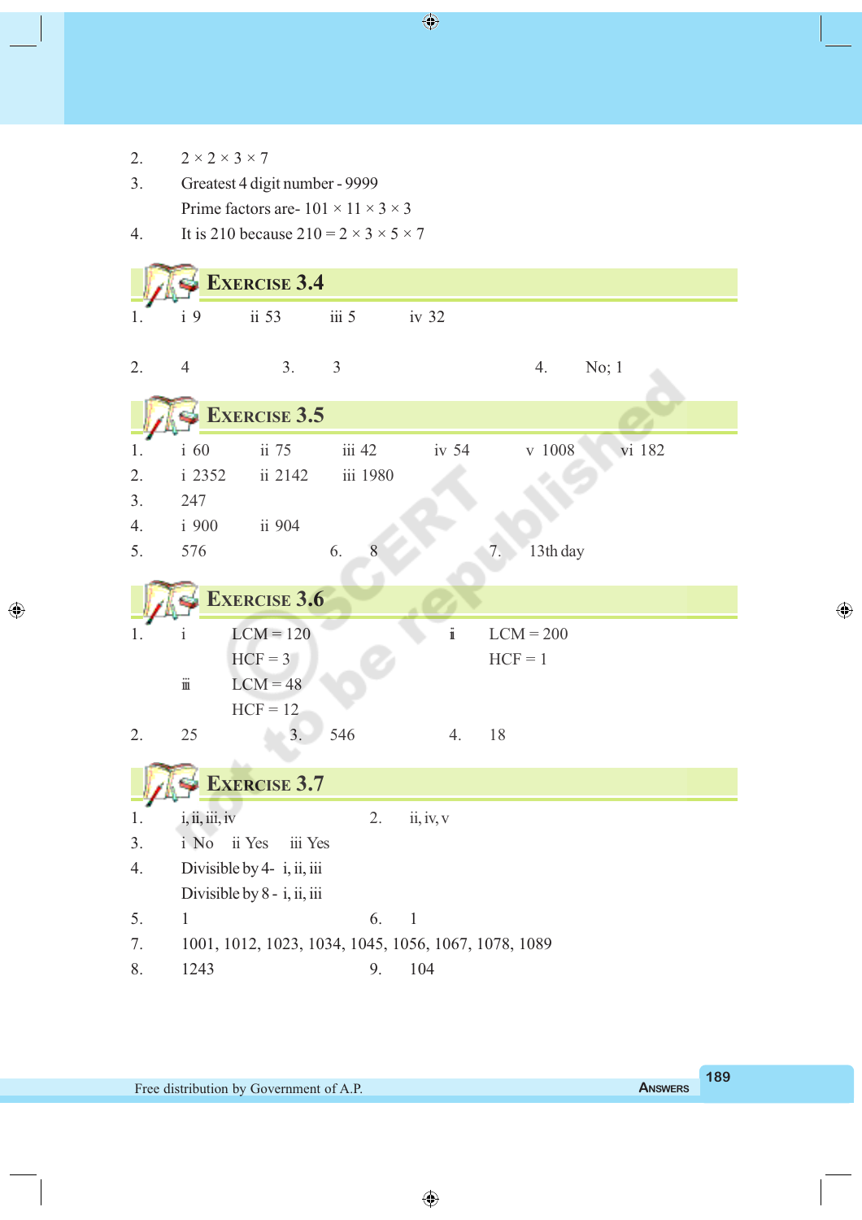2. $2 \times 2 \times 3 \times 7$

3. Greatest 4 digit number - 9999

   Prime factors are- $101 \times 11 \times 3 \times 3$

4. It is 210 because $210 = 2 \times 3 \times 5 \times 7$

## Exercise 3.4

1. i 9  ii 53  iii 5  iv 32

2. 4  3. 3  4. No; 1

## Exercise 3.5

1. i 60  ii 75  iii 42  iv 54  v 1008  vi 182
2. i 2352  ii 2142  iii 1980
3. 247
4. i 900  ii 904
5. 576  6. 8  7. 13th day

## Exercise 3.6

1. i LCM = 120, HCF = 3  ii LCM = 200, HCF = 1
   iii LCM = 48, HCF = 12
2. 25  3. 546  4. 18

## Exercise 3.7

1. i, ii, iii, iv  2. ii, iv, v
3. i No  ii Yes  iii Yes
4. Divisible by 4- i, ii, iii

   Divisible by 8 - i, ii, iii
5. 1  6. 1
7. 1001, 1012, 1023, 1034, 1045, 1056, 1067, 1078, 1089
8. 1243  9. 104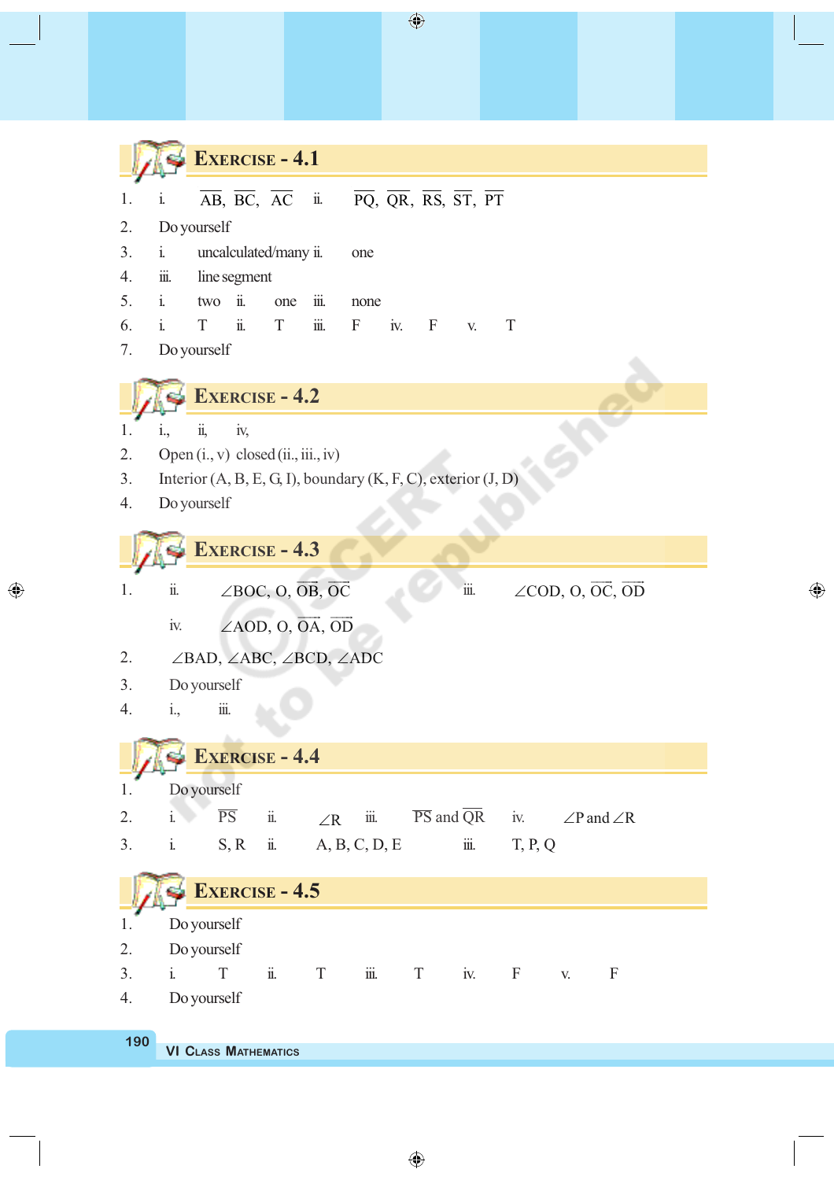## Exercise - 4.1

1. i. $\overline{AB}$, $\overline{BC}$, $\overline{AC}$ ii. $\overline{PQ}$, $\overline{QR}$, $\overline{RS}$, $\overline{ST}$, $\overline{PT}$
2. Do yourself
3. i. uncalculated/many ii. one
4. iii. line segment
5. i. two ii. one iii. none
6. i. T ii. T iii. F iv. F v. T
7. Do yourself

## Exercise - 4.2

1. i., ii, iv,
2. Open (i., v) closed (ii., iii., iv)
3. Interior (A, B, E, G, I), boundary (K, F, C), exterior (J, D)
4. Do yourself

## Exercise - 4.3

1. ii. $\angle BOC$, O, $\overrightarrow{OB}$, $\overrightarrow{OC}$ iii. $\angle COD$, O, $\overrightarrow{OC}$, $\overrightarrow{OD}$

   iv. $\angle AOD$, O, $\overrightarrow{OA}$, $\overrightarrow{OD}$
2. $\angle BAD$, $\angle ABC$, $\angle BCD$, $\angle ADC$
3. Do yourself
4. i., iii.

## Exercise - 4.4

1. Do yourself
2. i. $\overline{PS}$ ii. $\angle R$ iii. $\overline{PS}$ and $\overline{QR}$ iv. $\angle P$ and $\angle R$
3. i. S, R ii. A, B, C, D, E iii. T, P, Q

## Exercise - 4.5

1. Do yourself
2. Do yourself
3. i. T ii. T iii. T iv. F v. F
4. Do yourself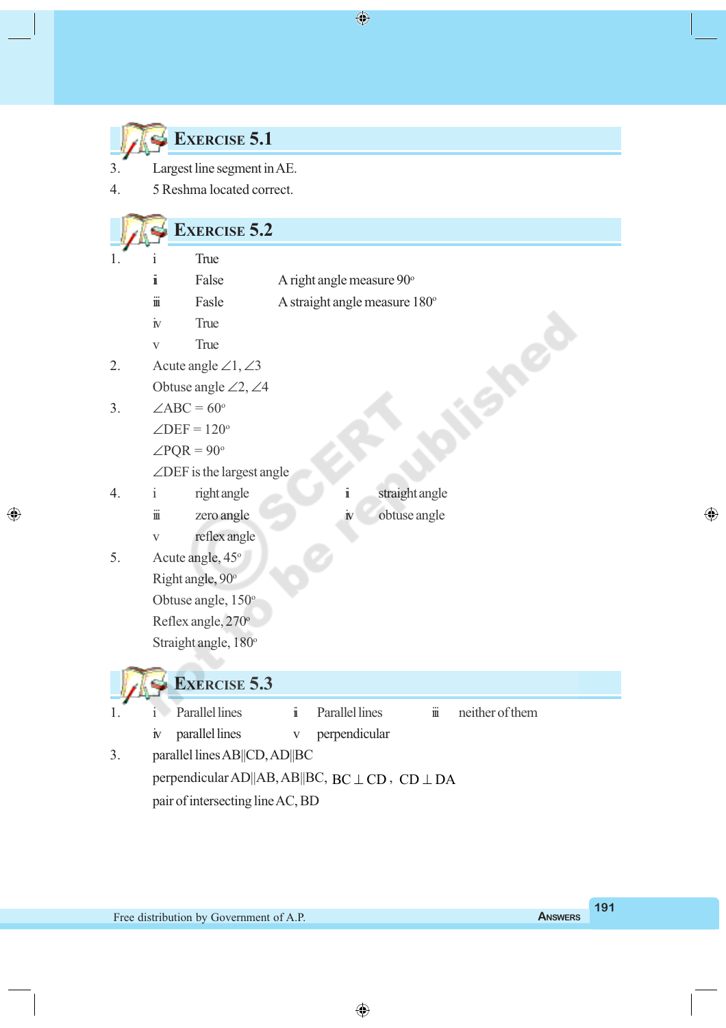## Exercise 5.1

3. Largest line segment in AE.
4. 5 Reshma located correct.

## Exercise 5.2

1. i True
   ii False A right angle measure 90°
   iii Fasle A straight angle measure 180°
   iv True
   v True
2. Acute angle $\angle 1$, $\angle 3$
   Obtuse angle $\angle 2$, $\angle 4$
3. $\angle ABC = 60°$
   $\angle DEF = 120°$
   $\angle PQR = 90°$
   $\angle DEF$ is the largest angle
4. i right angle ii straight angle
   iii zero angle iv obtuse angle
   v reflex angle
5. Acute angle, 45°
   Right angle, 90°
   Obtuse angle, 150°
   Reflex angle, 270°
   Straight angle, 180°

## Exercise 5.3

1. i Parallel lines ii Parallel lines iii neither of them
   iv parallel lines v perpendicular
3. parallel lines AB||CD, AD||BC
   perpendicular AD||AB, AB||BC, $BC \perp CD$, $CD \perp DA$
   pair of intersecting line AC, BD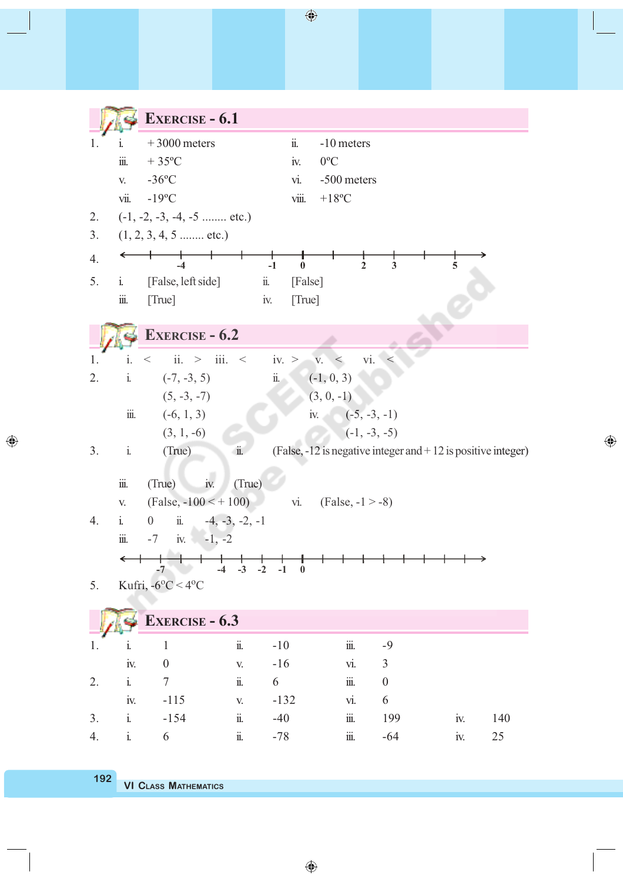## Exercise - 6.1

1. i. + 3000 meters    ii. -10 meters
   iii. + 35ºC    iv. 0ºC
   v. -36ºC    vi. -500 meters
   vii. -19ºC    viii. +18ºC
2. (-1, -2, -3, -4, -5 ........ etc.)
3. (1, 2, 3, 4, 5 ........ etc.)
4. Number line marked: -4, -1, 0, 2, 3, 5
5. i. [False, left side]    ii. [False]
   iii. [True]    iv. [True]

## Exercise - 6.2

1. i. <    ii. >    iii. <    iv. >    v. <    vi. <
2. i. (-7, -3, 5)    ii. (-1, 0, 3)
   (5, -3, -7)    (3, 0, -1)
   iii. (-6, 1, 3)    iv. (-5, -3, -1)
   (3, 1, -6)    (-1, -3, -5)
3. i. (True)    ii. (False, -12 is negative integer and + 12 is positive integer)
   iii. (True)    iv. (True)
   v. (False, -100 < + 100)    vi. (False, -1 > -8)
4. i. 0    ii. -4, -3, -2, -1
   iii. -7    iv. -1, -2
   Number line marked: -7, -4, -3, -2, -1, 0
5. Kufri, -6ºC < 4ºC

## Exercise - 6.3

1. i. 1    ii. -10    iii. -9
   iv. 0    v. -16    vi. 3
2. i. 7    ii. 6    iii. 0
   iv. -115    v. -132    vi. 6
3. i. -154    ii. -40    iii. 199    iv. 140
4. i. 6    ii. -78    iii. -64    iv. 25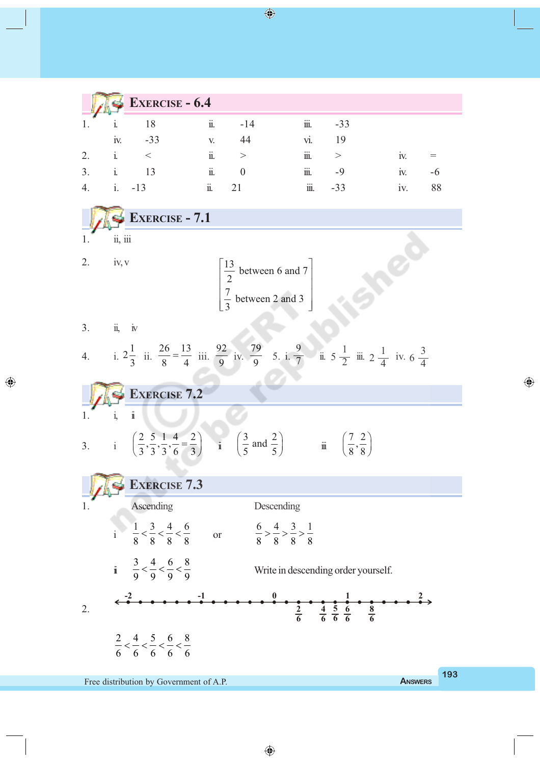## Exercise - 6.4

1. i. 18 ii. -14 iii. -33
   iv. -33 v. 44 vi. 19
2. i. < ii. > iii. > iv. =
3. i. 13 ii. 0 iii. -9 iv. -6
4. i. -13 ii. 21 iii. -33 iv. 88

## Exercise - 7.1

1. ii, iii
2. iv, v $\left[\begin{array}{l}\frac{13}{2} \text{ between 6 and 7} \\ \frac{7}{3} \text{ between 2 and 3}\end{array}\right]$
3. ii, iv
4. i. $2\frac{1}{3}$ ii. $\frac{26}{8}=\frac{13}{4}$ iii. $\frac{92}{9}$ iv. $\frac{79}{9}$ 5. i. $\frac{9}{7}$ ii. $5\frac{1}{2}$ iii. $2\frac{1}{4}$ iv. $6\frac{3}{4}$

## Exercise 7.2

1. i, ii
3. i $\left(\frac{2}{3},\frac{5}{3},\frac{1}{3},\frac{4}{6}=\frac{2}{3}\right)$ ii $\left(\frac{3}{5} \text{ and } \frac{2}{5}\right)$ iii $\left(\frac{7}{8},\frac{2}{8}\right)$

## Exercise 7.3

1. Ascending / Descending

   i $\frac{1}{8}<\frac{3}{8}<\frac{4}{8}<\frac{6}{8}$ or $\frac{6}{8}>\frac{4}{8}>\frac{3}{8}>\frac{1}{8}$

   ii $\frac{3}{9}<\frac{4}{9}<\frac{6}{9}<\frac{8}{9}$ Write in descending order yourself.

2. Number line from -2 to 2 marking $\frac{2}{6}$, $\frac{4}{6}$, $\frac{5}{6}$, $\frac{6}{6}$, $\frac{8}{6}$

   $\frac{2}{6}<\frac{4}{6}<\frac{5}{6}<\frac{6}{6}<\frac{8}{6}$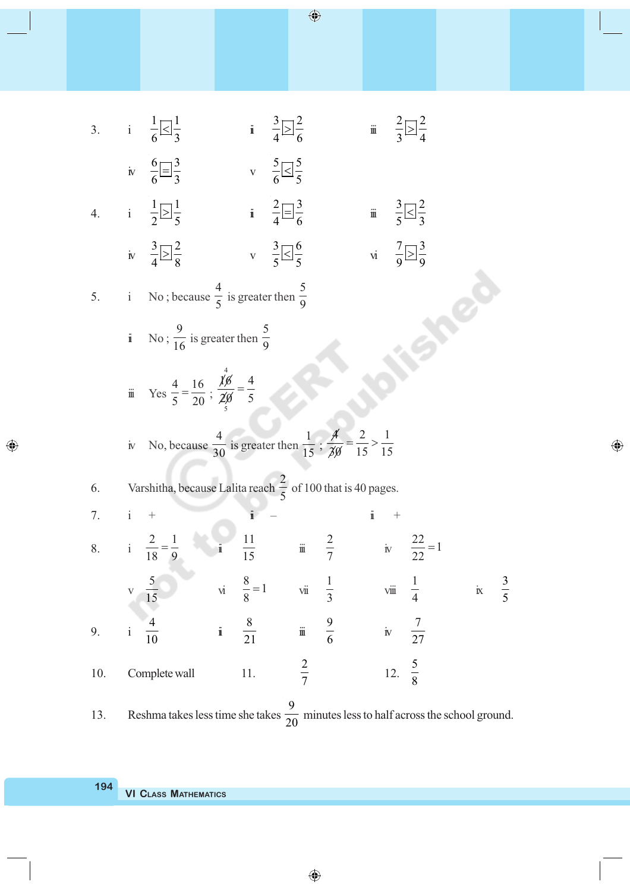3. i $\frac{1}{6} \boxed{<} \frac{1}{3}$ ii $\frac{3}{4} \boxed{>} \frac{2}{6}$ iii $\frac{2}{3} \boxed{>} \frac{2}{4}$

 iv $\frac{6}{6} \boxed{=} \frac{3}{3}$ v $\frac{5}{6} \boxed{<} \frac{5}{5}$

4. i $\frac{1}{2} \boxed{>} \frac{1}{5}$ ii $\frac{2}{4} \boxed{=} \frac{3}{6}$ iii $\frac{3}{5} \boxed{<} \frac{2}{3}$

 iv $\frac{3}{4} \boxed{>} \frac{2}{8}$ v $\frac{3}{5} \boxed{<} \frac{6}{5}$ vi $\frac{7}{9} \boxed{>} \frac{3}{9}$

5. i No ; because $\frac{4}{5}$ is greater then $\frac{5}{9}$

 ii No ; $\frac{9}{16}$ is greater then $\frac{5}{9}$

 iii Yes $\frac{4}{5} = \frac{16}{20}$ ; $\frac{\cancel{16}^{\,4}}{\cancel{20}_{\,5}} = \frac{4}{5}$

 iv No, because $\frac{4}{30}$ is greater then $\frac{1}{15}$ ; $\frac{\cancel{4}}{\cancel{30}} = \frac{2}{15} > \frac{1}{15}$

6. Varshitha, because Lalita reach $\frac{2}{5}$ of 100 that is 40 pages.

7. i + ii – iii +

8. i $\frac{2}{18} = \frac{1}{9}$ ii $\frac{11}{15}$ iii $\frac{2}{7}$ iv $\frac{22}{22} = 1$

 v $\frac{5}{15}$ vi $\frac{8}{8} = 1$ vii $\frac{1}{3}$ viii $\frac{1}{4}$ ix $\frac{3}{5}$

9. i $\frac{4}{10}$ ii $\frac{8}{21}$ iii $\frac{9}{6}$ iv $\frac{7}{27}$

10. Complete wall 11. $\frac{2}{7}$ 12. $\frac{5}{8}$

13. Reshma takes less time she takes $\frac{9}{20}$ minutes less to half across the school ground.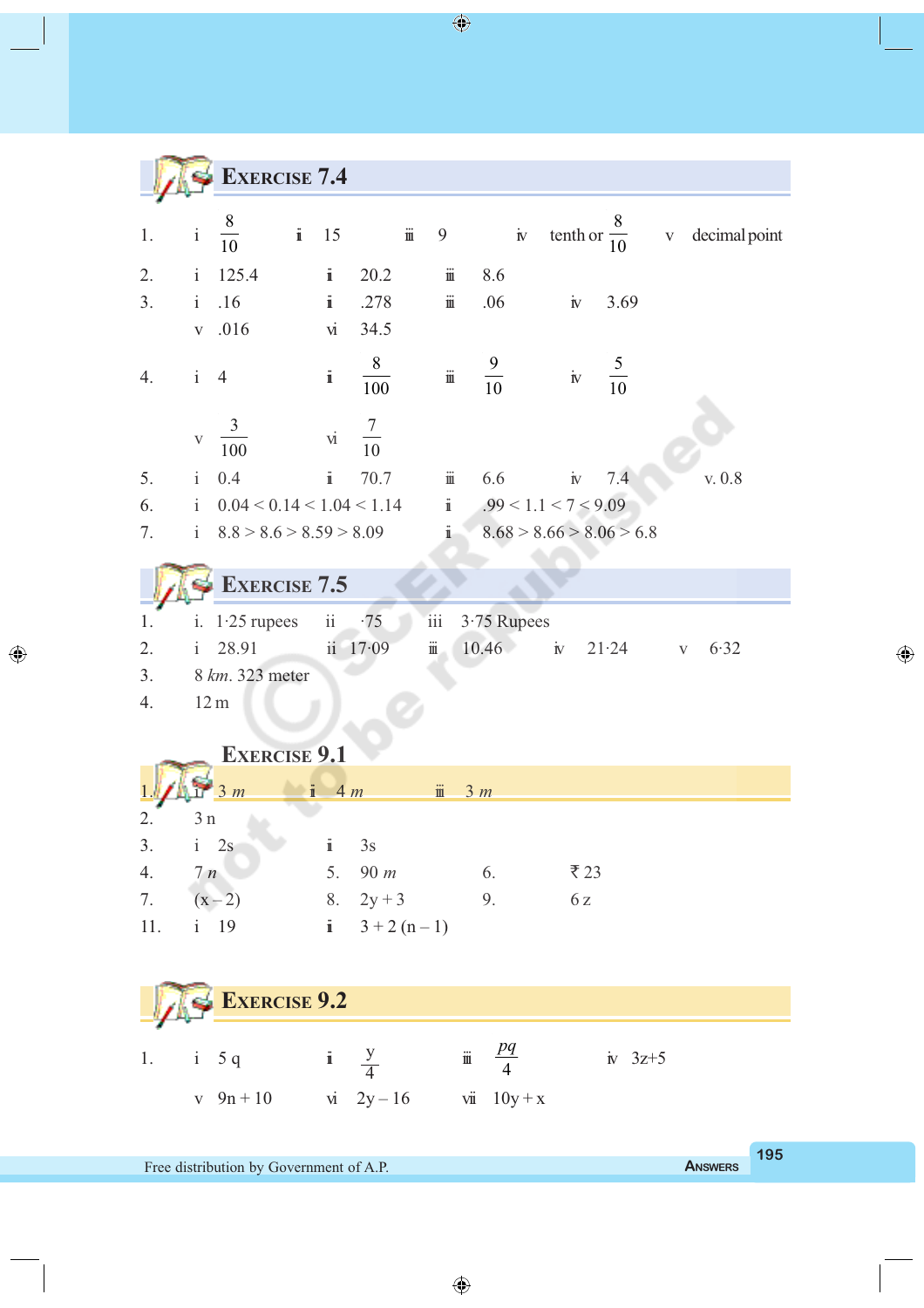## Exercise 7.4

1. i $\frac{8}{10}$ ii 15 iii 9 iv tenth or $\frac{8}{10}$ v decimal point
2. i 125.4 ii 20.2 iii 8.6
3. i .16 ii .278 iii .06 iv 3.69
   v .016 vi 34.5
4. i 4 ii $\frac{8}{100}$ iii $\frac{9}{10}$ iv $\frac{5}{10}$
   v $\frac{3}{100}$ vi $\frac{7}{10}$
5. i 0.4 ii 70.7 iii 6.6 iv 7.4 v. 0.8
6. i $0.04 < 0.14 < 1.04 < 1.14$ ii $.99 < 1.1 < 7 < 9.09$
7. i $8.8 > 8.6 > 8.59 > 8.09$ ii $8.68 > 8.66 > 8.06 > 6.8$

## Exercise 7.5

1. i. 1·25 rupees ii ·75 iii 3·75 Rupees
2. i 28.91 ii 17·09 iii 10.46 iv 21·24 v 6·32
3. 8 *km*. 323 meter
4. 12 m

## Exercise 9.1

1. i 3 *m* ii 4 *m* iii 3 *m*
2. 3 n
3. i 2s ii 3s
4. 7 *n* 5. 90 *m* 6. ₹ 23
7. (x – 2) 8. 2y + 3 9. 6 z
11. i 19 ii 3 + 2 (n – 1)

## Exercise 9.2

1. i 5 q ii $\frac{y}{4}$ iii $\frac{pq}{4}$ iv 3z+5
   v 9n + 10 vi 2y – 16 vii 10y + x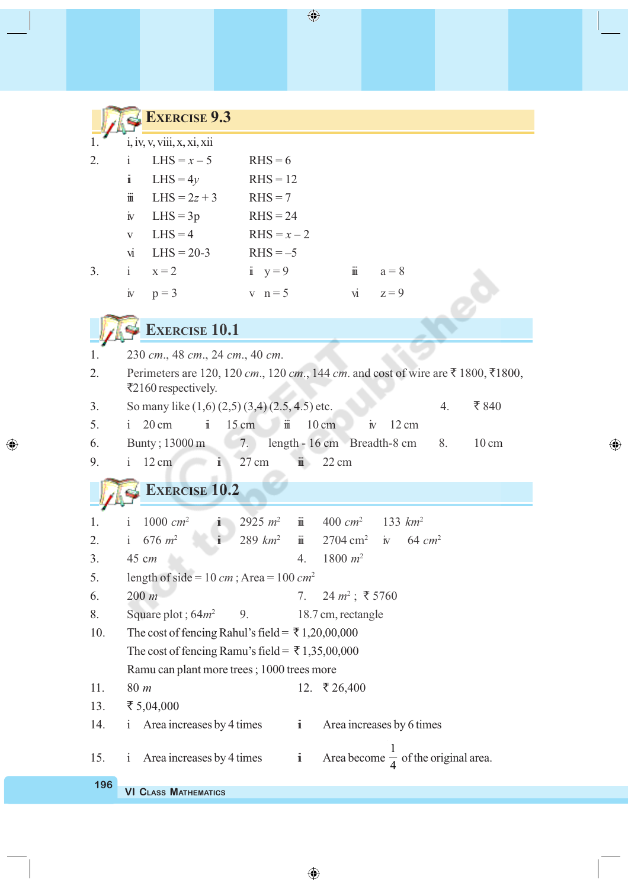## EXERCISE 9.3

1. i, iv, v, viii, x, xi, xii
2. 
   - i LHS = $x - 5$ RHS = 6
   - ii LHS = $4y$ RHS = 12
   - iii LHS = $2z + 3$ RHS = 7
   - iv LHS = 3p RHS = 24
   - v LHS = 4 RHS = $x - 2$
   - vi LHS = 20-3 RHS = –5
3. i x = 2 ii y = 9 iii a = 8
   iv p = 3 v n = 5 vi z = 9

## EXERCISE 10.1

1. 230 *cm*., 48 *cm*., 24 *cm*., 40 *cm*.
2. Perimeters are 120, 120 *cm*., 120 *cm*., 144 *cm*. and cost of wire are ₹ 1800, ₹1800, ₹2160 respectively.
3. So many like (1,6) (2,5) (3,4) (2.5, 4.5) etc. 4. ₹ 840
5. i 20 cm ii 15 cm iii 10 cm iv 12 cm
6. Bunty ; 13000 m 7. length - 16 cm Breadth-8 cm 8. 10 cm
9. i 12 cm ii 27 cm iii 22 cm

## EXERCISE 10.2

1. i 1000 $cm^2$ ii 2925 $m^2$ iii 400 $cm^2$ 133 $km^2$
2. i 676 $m^2$ ii 289 $km^2$ iii 2704 $cm^2$ iv 64 $cm^2$
3. 45 *cm* 4. 1800 $m^2$
5. length of side = 10 *cm* ; Area = 100 $cm^2$
6. 200 *m* 7. 24 $m^2$ ; ₹ 5760
8. Square plot ; 64$m^2$ 9. 18.7 cm, rectangle
10. The cost of fencing Rahul's field = ₹ 1,20,00,000
    The cost of fencing Ramu's field = ₹ 1,35,00,000
    Ramu can plant more trees ; 1000 trees more
11. 80 *m* 12. ₹ 26,400
13. ₹ 5,04,000
14. i Area increases by 4 times ii Area increases by 6 times
15. i Area increases by 4 times ii Area become $\frac{1}{4}$ of the original area.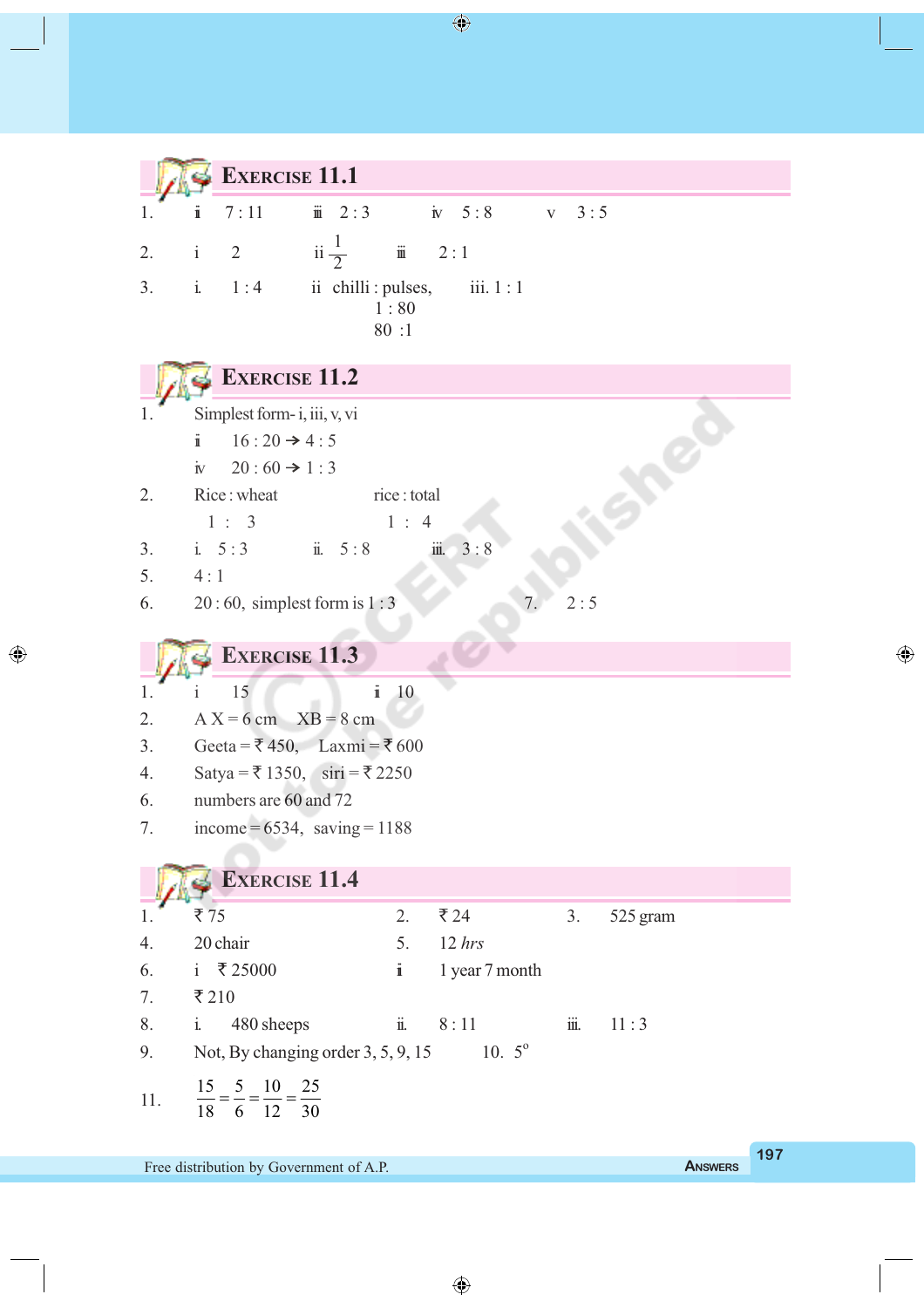## Exercise 11.1

1. ii 7 : 11   iii 2 : 3   iv 5 : 8   v 3 : 5
2. i 2   ii $\frac{1}{2}$   iii 2 : 1
3. i. 1 : 4   ii chilli : pulses, 1 : 80, 80 :1   iii. 1 : 1

## Exercise 11.2

1. Simplest form- i, iii, v, vi
   ii 16 : 20 → 4 : 5
   iv 20 : 60 → 1 : 3
2. Rice : wheat 1 : 3   rice : total 1 : 4
3. i. 5 : 3   ii. 5 : 8   iii. 3 : 8
5. 4 : 1
6. 20 : 60, simplest form is 1 : 3
7. 2 : 5

## Exercise 11.3

1. i 15   ii 10
2. A X = 6 cm   XB = 8 cm
3. Geeta = ₹ 450,   Laxmi = ₹ 600
4. Satya = ₹ 1350,   siri = ₹ 2250
6. numbers are 60 and 72
7. income = 6534,   saving = 1188

## Exercise 11.4

1. ₹ 75
2. ₹ 24
3. 525 gram
4. 20 chair
5. 12 *hrs*
6. i ₹ 25000   ii 1 year 7 month
7. ₹ 210
8. i. 480 sheeps   ii. 8 : 11   iii. 11 : 3
9. Not, By changing order 3, 5, 9, 15
10. $5^o$
11. $\frac{15}{18} = \frac{5}{6} = \frac{10}{12} = \frac{25}{30}$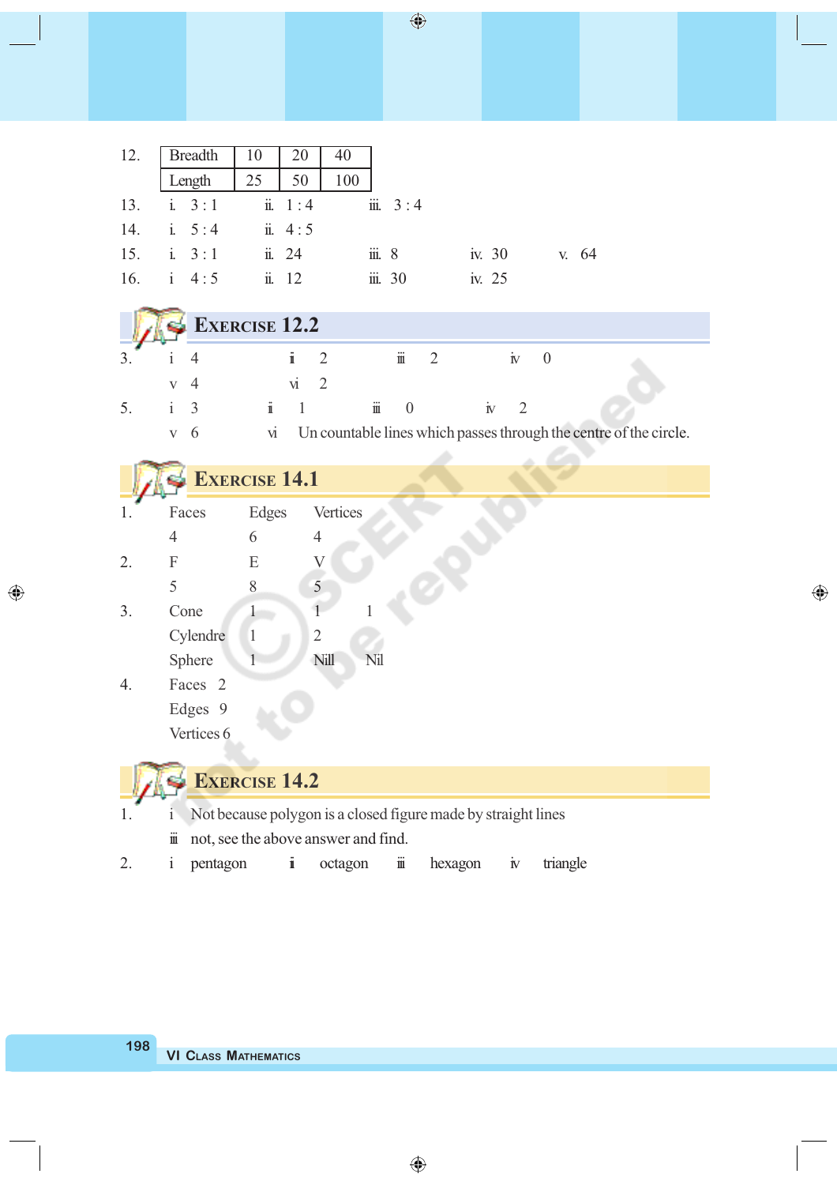12.

| Breadth | 10 | 20 | 40 |
|---|---|---|---|
| Length | 25 | 50 | 100 |

13. i. 3 : 1 ii. 1 : 4 iii. 3 : 4
14. i. 5 : 4 ii. 4 : 5
15. i. 3 : 1 ii. 24 iii. 8 iv. 30 v. 64
16. i 4 : 5 ii. 12 iii. 30 iv. 25

## Exercise 12.2

3. i 4 ii 2 iii 2 iv 0
   v 4 vi 2
5. i 3 ii 1 iii 0 iv 2
   v 6 vi Un countable lines which passes through the centre of the circle.

## Exercise 14.1

1. Faces Edges Vertices
   4 6 4
2. F E V
   5 8 5
3. Cone 1 1 1
   Cylendre 1 2
   Sphere 1 Nill Nil
4. Faces 2
   Edges 9
   Vertices 6

## Exercise 14.2

1. i Not because polygon is a closed figure made by straight lines
   iii not, see the above answer and find.
2. i pentagon ii octagon iii hexagon iv triangle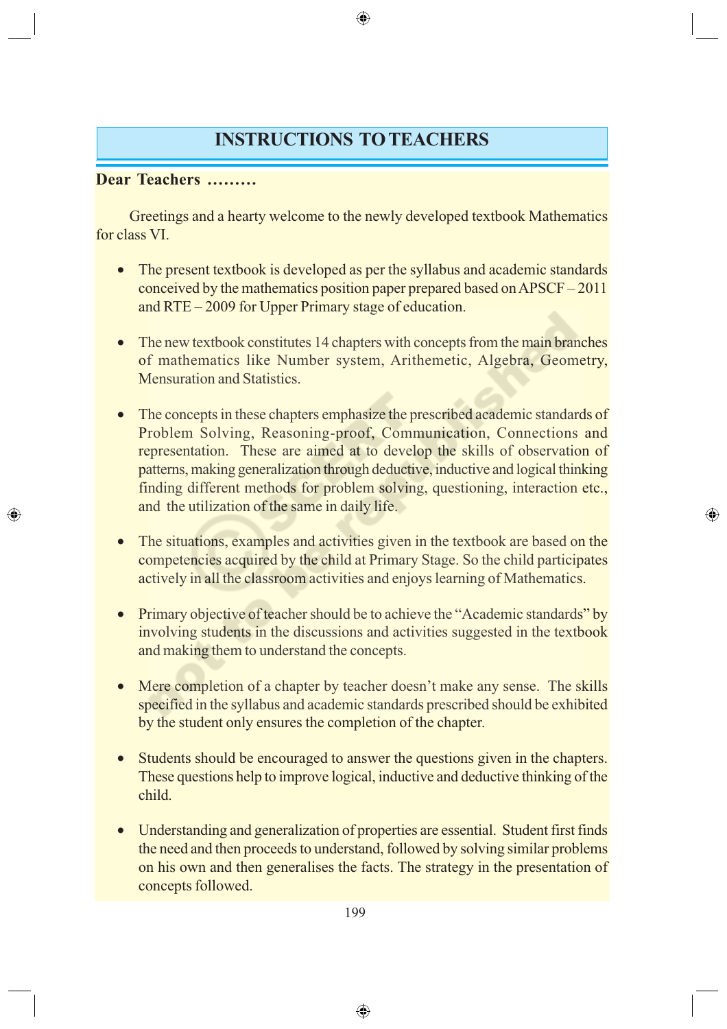# INSTRUCTIONS TO TEACHERS

**Dear Teachers .........**

Greetings and a hearty welcome to the newly developed textbook Mathematics for class VI.

- The present textbook is developed as per the syllabus and academic standards conceived by the mathematics position paper prepared based on APSCF – 2011 and RTE – 2009 for Upper Primary stage of education.
- The new textbook constitutes 14 chapters with concepts from the main branches of mathematics like Number system, Arithemetic, Algebra, Geometry, Mensuration and Statistics.
- The concepts in these chapters emphasize the prescribed academic standards of Problem Solving, Reasoning-proof, Communication, Connections and representation. These are aimed at to develop the skills of observation of patterns, making generalization through deductive, inductive and logical thinking finding different methods for problem solving, questioning, interaction etc., and the utilization of the same in daily life.
- The situations, examples and activities given in the textbook are based on the competencies acquired by the child at Primary Stage. So the child participates actively in all the classroom activities and enjoys learning of Mathematics.
- Primary objective of teacher should be to achieve the "Academic standards" by involving students in the discussions and activities suggested in the textbook and making them to understand the concepts.
- Mere completion of a chapter by teacher doesn't make any sense. The skills specified in the syllabus and academic standards prescribed should be exhibited by the student only ensures the completion of the chapter.
- Students should be encouraged to answer the questions given in the chapters. These questions help to improve logical, inductive and deductive thinking of the child.
- Understanding and generalization of properties are essential. Student first finds the need and then proceeds to understand, followed by solving similar problems on his own and then generalises the facts. The strategy in the presentation of concepts followed.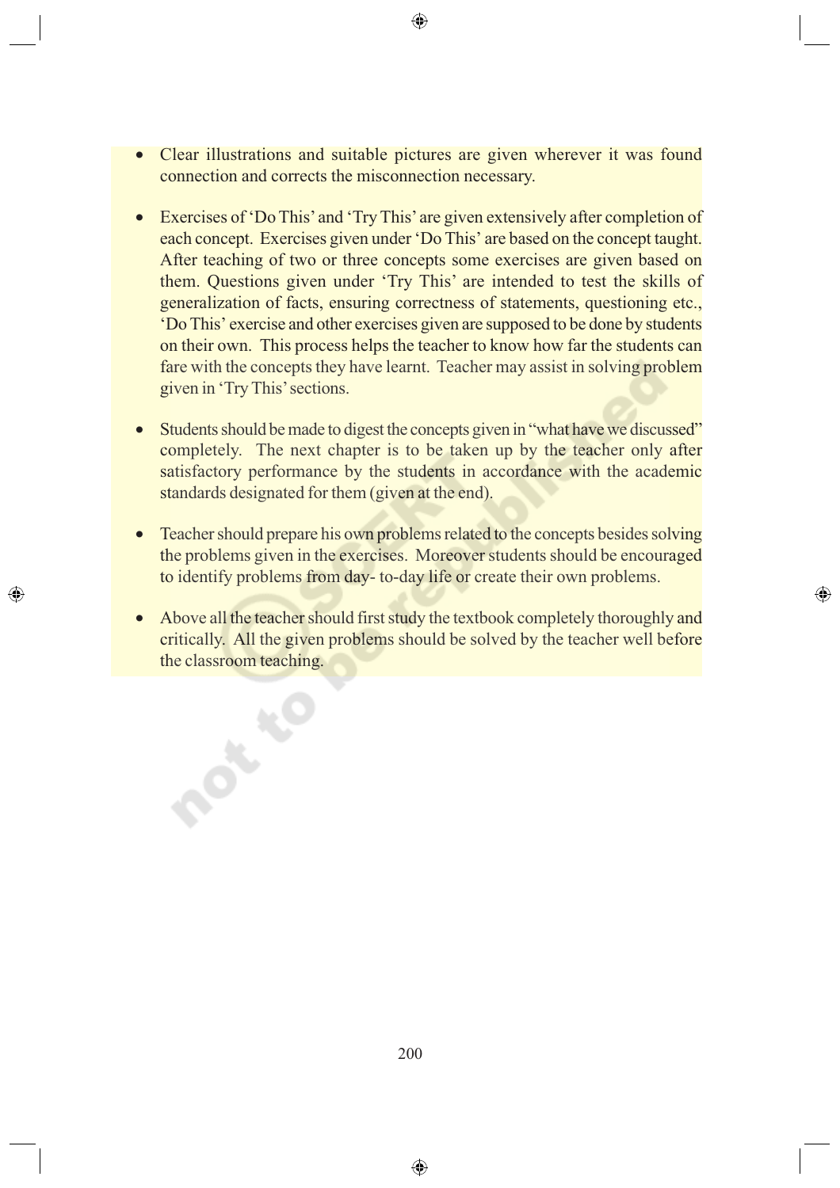- Clear illustrations and suitable pictures are given wherever it was found connection and corrects the misconnection necessary.

- Exercises of 'Do This' and 'Try This' are given extensively after completion of each concept. Exercises given under 'Do This' are based on the concept taught. After teaching of two or three concepts some exercises are given based on them. Questions given under 'Try This' are intended to test the skills of generalization of facts, ensuring correctness of statements, questioning etc., 'Do This' exercise and other exercises given are supposed to be done by students on their own. This process helps the teacher to know how far the students can fare with the concepts they have learnt. Teacher may assist in solving problem given in 'Try This' sections.

- Students should be made to digest the concepts given in "what have we discussed" completely. The next chapter is to be taken up by the teacher only after satisfactory performance by the students in accordance with the academic standards designated for them (given at the end).

- Teacher should prepare his own problems related to the concepts besides solving the problems given in the exercises. Moreover students should be encouraged to identify problems from day- to-day life or create their own problems.

- Above all the teacher should first study the textbook completely thoroughly and critically. All the given problems should be solved by the teacher well before the classroom teaching.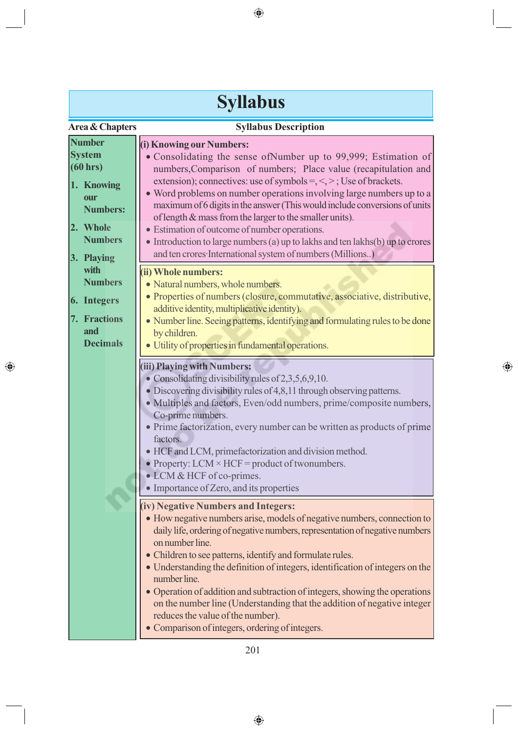# Syllabus

| Area & Chapters | Syllabus Description |
|---|---|
| **Number System (60 hrs)**<br>**1. Knowing our Numbers:**<br>**2. Whole Numbers**<br>**3. Playing with Numbers**<br>**6. Integers**<br>**7. Fractions and Decimals** | **(i) Knowing our Numbers:**<br>• Consolidating the sense ofNumber up to 99,999; Estimation of numbers,Comparison of numbers; Place value (recapitulation and extension); connectives: use of symbols =, <, > ; Use of brackets.<br>• Word problems on number operations involving large numbers up to a maximum of 6 digits in the answer (This would include conversions of units of length & mass from the larger to the smaller units).<br>• Estimation of outcome of number operations.<br>• Introduction to large numbers (a) up to lakhs and ten lakhs(b) up to crores and ten crores·International system of numbers (Millions..)<br><br>**(ii) Whole numbers:**<br>• Natural numbers, whole numbers.<br>• Properties of numbers (closure, commutative, associative, distributive, additive identity, multiplicative identity).<br>• Number line. Seeing patterns, identifying and formulating rules to be done by children.<br>• Utility of properties in fundamental operations.<br><br>**(iii) Playing with Numbers:**<br>• Consolidating divisibility rules of 2,3,5,6,9,10.<br>• Discovering divisibility rules of 4,8,11 through observing patterns.<br>• Multiples and factors, Even/odd numbers, prime/composite numbers, Co-prime numbers.<br>• Prime factorization, every number can be written as products of prime factors.<br>• HCF and LCM, primefactorization and division method.<br>• Property: LCM × HCF = product of twonumbers.<br>• LCM & HCF of co-primes.<br>• Importance of Zero, and its properties<br><br>**(iv) Negative Numbers and Integers:**<br>• How negative numbers arise, models of negative numbers, connection to daily life, ordering of negative numbers, representation of negative numbers on number line.<br>• Children to see patterns, identify and formulate rules.<br>• Understanding the definition of integers, identification of integers on the number line.<br>• Operation of addition and subtraction of integers, showing the operations on the number line (Understanding that the addition of negative integer reduces the value of the number).<br>• Comparison of integers, ordering of integers. |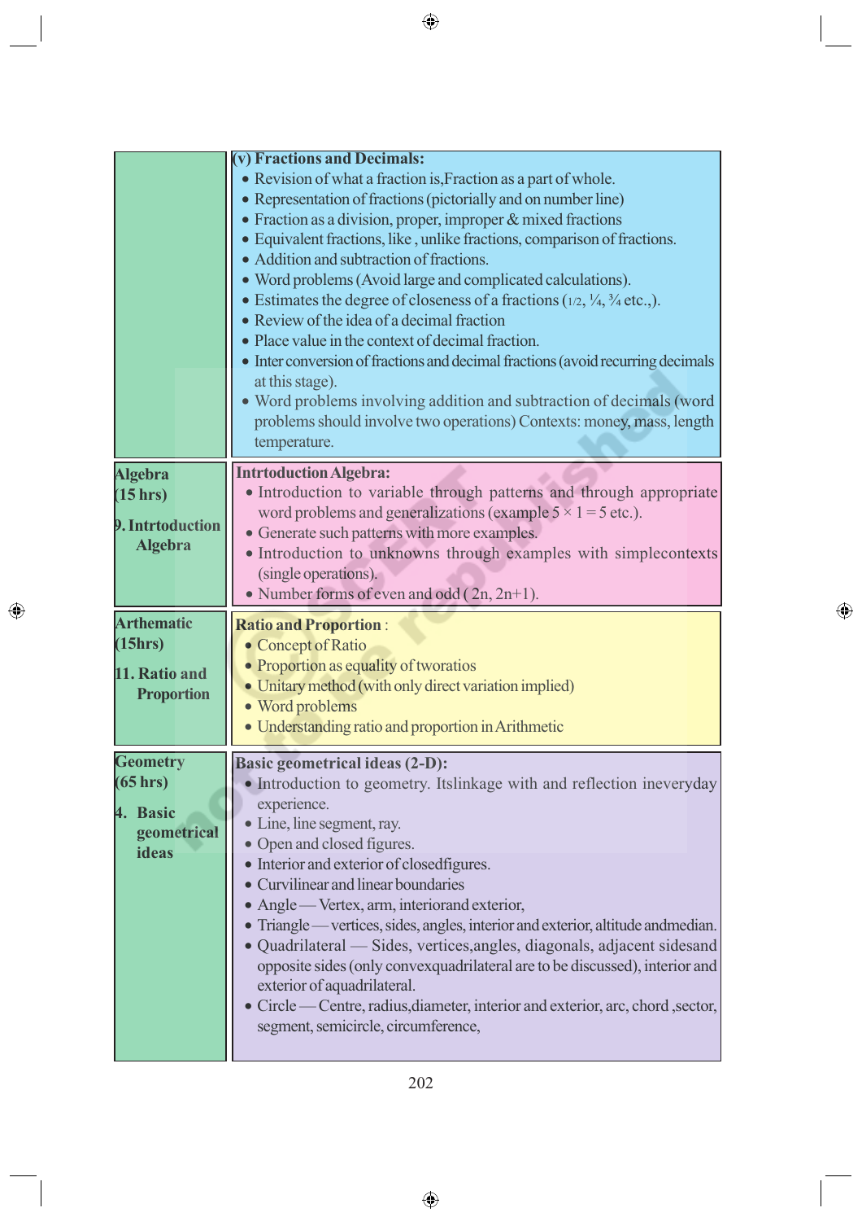| | |
|---|---|
| | **(v) Fractions and Decimals:**<br>• Revision of what a fraction is,Fraction as a part of whole.<br>• Representation of fractions (pictorially and on number line)<br>• Fraction as a division, proper, improper & mixed fractions<br>• Equivalent fractions, like , unlike fractions, comparison of fractions.<br>• Addition and subtraction of fractions.<br>• Word problems (Avoid large and complicated calculations).<br>• Estimates the degree of closeness of a fractions (1/2, ¼, ¾ etc.,).<br>• Review of the idea of a decimal fraction<br>• Place value in the context of decimal fraction.<br>• Inter conversion of fractions and decimal fractions (avoid recurring decimals at this stage).<br>• Word problems involving addition and subtraction of decimals (word problems should involve two operations) Contexts: money, mass, length temperature. |
| **Algebra (15 hrs)**<br><br>**9. Intrtoduction Algebra** | **Intrtoduction Algebra:**<br>• Introduction to variable through patterns and through appropriate word problems and generalizations (example $5 \times 1 = 5$ etc.).<br>• Generate such patterns with more examples.<br>• Introduction to unknowns through examples with simplecontexts (single operations).<br>• Number forms of even and odd ( 2n, 2n+1). |
| **Arthematic (15hrs)**<br><br>**11. Ratio and Proportion** | **Ratio and Proportion** :<br>• Concept of Ratio<br>• Proportion as equality of tworatios<br>• Unitary method (with only direct variation implied)<br>• Word problems<br>• Understanding ratio and proportion in Arithmetic |
| **Geometry (65 hrs)**<br><br>**4. Basic geometrical ideas** | **Basic geometrical ideas (2-D):**<br>• Introduction to geometry. Itslinkage with and reflection ineveryday experience.<br>• Line, line segment, ray.<br>• Open and closed figures.<br>• Interior and exterior of closedfigures.<br>• Curvilinear and linear boundaries<br>• Angle — Vertex, arm, interiorand exterior,<br>• Triangle — vertices, sides, angles, interior and exterior, altitude andmedian.<br>• Quadrilateral — Sides, vertices,angles, diagonals, adjacent sidesand opposite sides (only convexquadrilateral are to be discussed), interior and exterior of aquadrilateral.<br>• Circle — Centre, radius,diameter, interior and exterior, arc, chord ,sector, segment, semicircle, circumference, |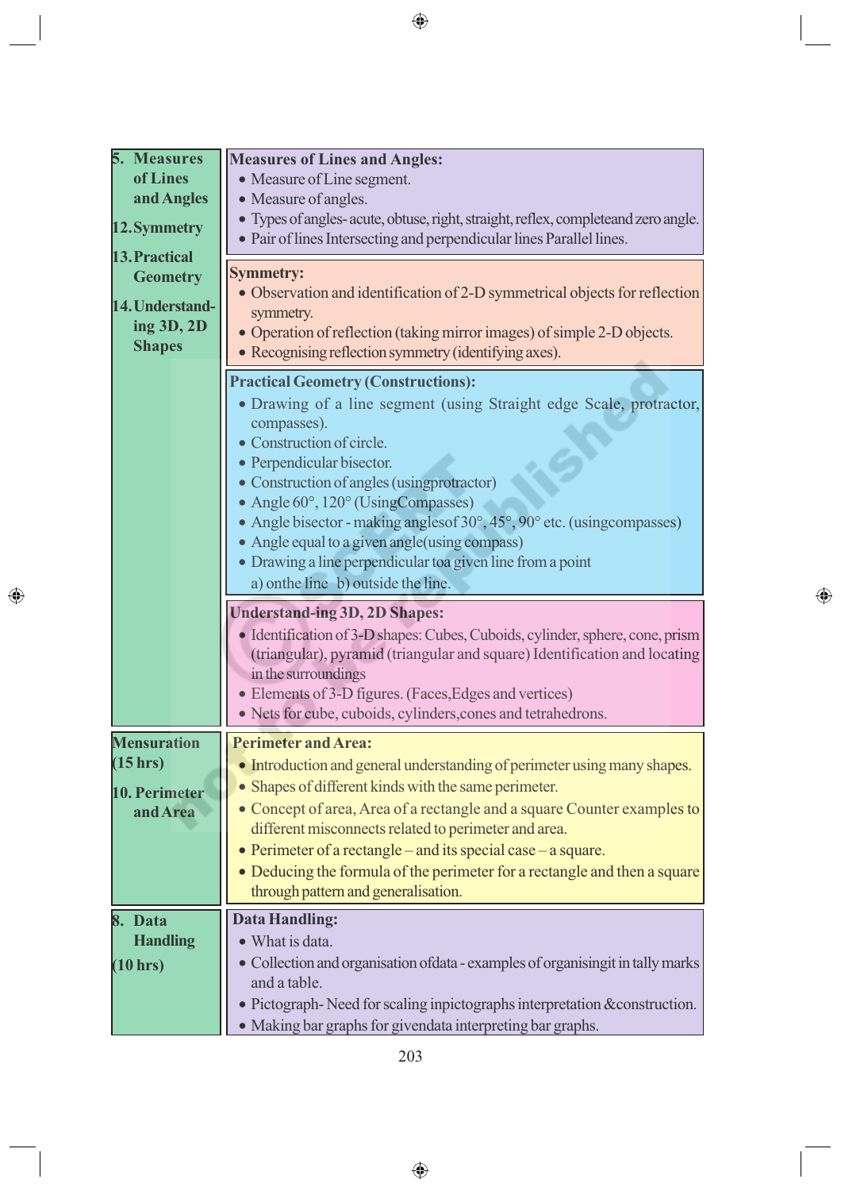| | |
|---|---|
| 5. Measures of Lines and Angles<br>12. Symmetry<br>13. Practical Geometry<br>14. Understand-ing 3D, 2D Shapes | **Measures of Lines and Angles:**<br>• Measure of Line segment.<br>• Measure of angles.<br>• Types of angles- acute, obtuse, right, straight, reflex, completeand zero angle.<br>• Pair of lines Intersecting and perpendicular lines Parallel lines. |
| | **Symmetry:**<br>• Observation and identification of 2-D symmetrical objects for reflection symmetry.<br>• Operation of reflection (taking mirror images) of simple 2-D objects.<br>• Recognising reflection symmetry (identifying axes). |
| | **Practical Geometry (Constructions):**<br>• Drawing of a line segment (using Straight edge Scale, protractor, compasses).<br>• Construction of circle.<br>• Perpendicular bisector.<br>• Construction of angles (usingprotractor)<br>• Angle 60°, 120° (UsingCompasses)<br>• Angle bisector - making anglesof 30°, 45°, 90° etc. (usingcompasses)<br>• Angle equal to a given angle(using compass)<br>• Drawing a line perpendicular toa given line from a point<br>a) onthe line b) outside the line. |
| | **Understand-ing 3D, 2D Shapes:**<br>• Identification of 3-D shapes: Cubes, Cuboids, cylinder, sphere, cone, prism (triangular), pyramid (triangular and square) Identification and locating in the surroundings<br>• Elements of 3-D figures. (Faces,Edges and vertices)<br>• Nets for cube, cuboids, cylinders,cones and tetrahedrons. |
| Mensuration (15 hrs)<br>10. Perimeter and Area | **Perimeter and Area:**<br>• Introduction and general understanding of perimeter using many shapes.<br>• Shapes of different kinds with the same perimeter.<br>• Concept of area, Area of a rectangle and a square Counter examples to different misconnects related to perimeter and area.<br>• Perimeter of a rectangle – and its special case – a square.<br>• Deducing the formula of the perimeter for a rectangle and then a square through pattern and generalisation. |
| 8. Data Handling (10 hrs) | **Data Handling:**<br>• What is data.<br>• Collection and organisation ofdata - examples of organisingit in tally marks and a table.<br>• Pictograph- Need for scaling inpictographs interpretation &construction.<br>• Making bar graphs for givendata interpreting bar graphs. |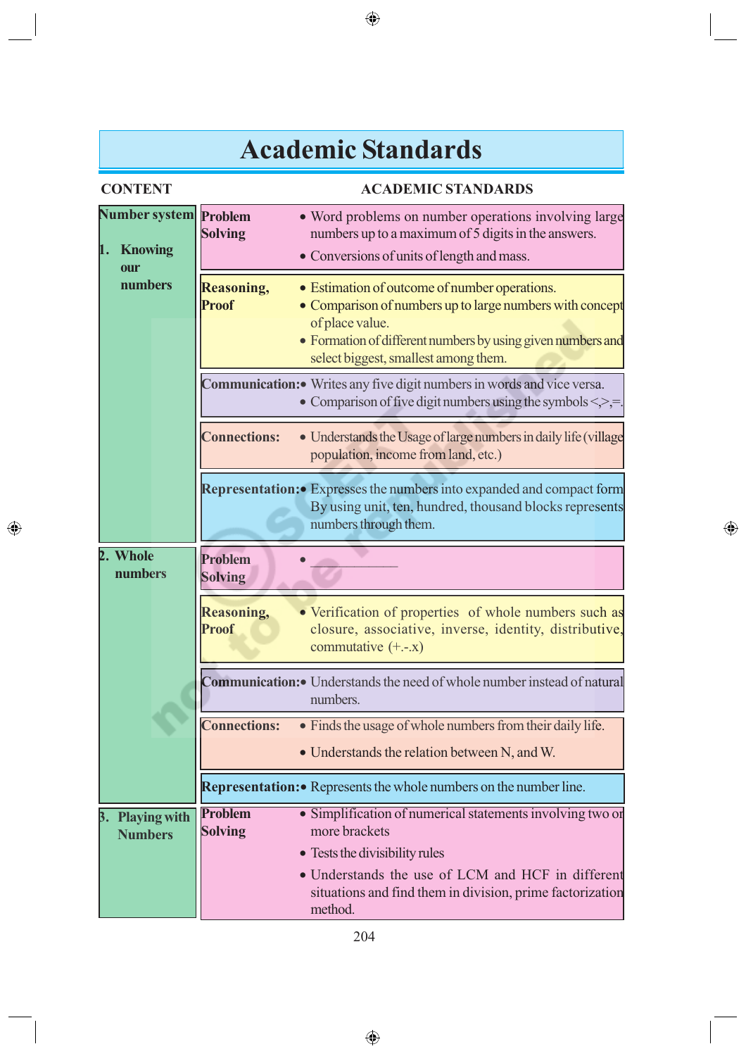# Academic Standards

| CONTENT | ACADEMIC STANDARDS | |
|---|---|---|
| **Number system** **1. Knowing our numbers** | **Problem Solving** | • Word problems on number operations involving large numbers up to a maximum of 5 digits in the answers. • Conversions of units of length and mass. |
| | **Reasoning, Proof** | • Estimation of outcome of number operations. • Comparison of numbers up to large numbers with concept of place value. • Formation of different numbers by using given numbers and select biggest, smallest among them. |
| | **Communication:** | • Writes any five digit numbers in words and vice versa. • Comparison of five digit numbers using the symbols <,>,=. |
| | **Connections:** | • Understands the Usage of large numbers in daily life (village population, income from land, etc.) |
| | **Representation:** | • Expresses the numbers into expanded and compact form By using unit, ten, hundred, thousand blocks represents numbers through them. |
| **2. Whole numbers** | **Problem Solving** | • ___________ |
| | **Reasoning, Proof** | • Verification of properties of whole numbers such as closure, associative, inverse, identity, distributive, commutative (+.-.x) |
| | **Communication:** | • Understands the need of whole number instead of natural numbers. |
| | **Connections:** | • Finds the usage of whole numbers from their daily life. • Understands the relation between N, and W. |
| | **Representation:** | • Represents the whole numbers on the number line. |
| **3. Playing with Numbers** | **Problem Solving** | • Simplification of numerical statements involving two or more brackets • Tests the divisibility rules • Understands the use of LCM and HCF in different situations and find them in division, prime factorization method. |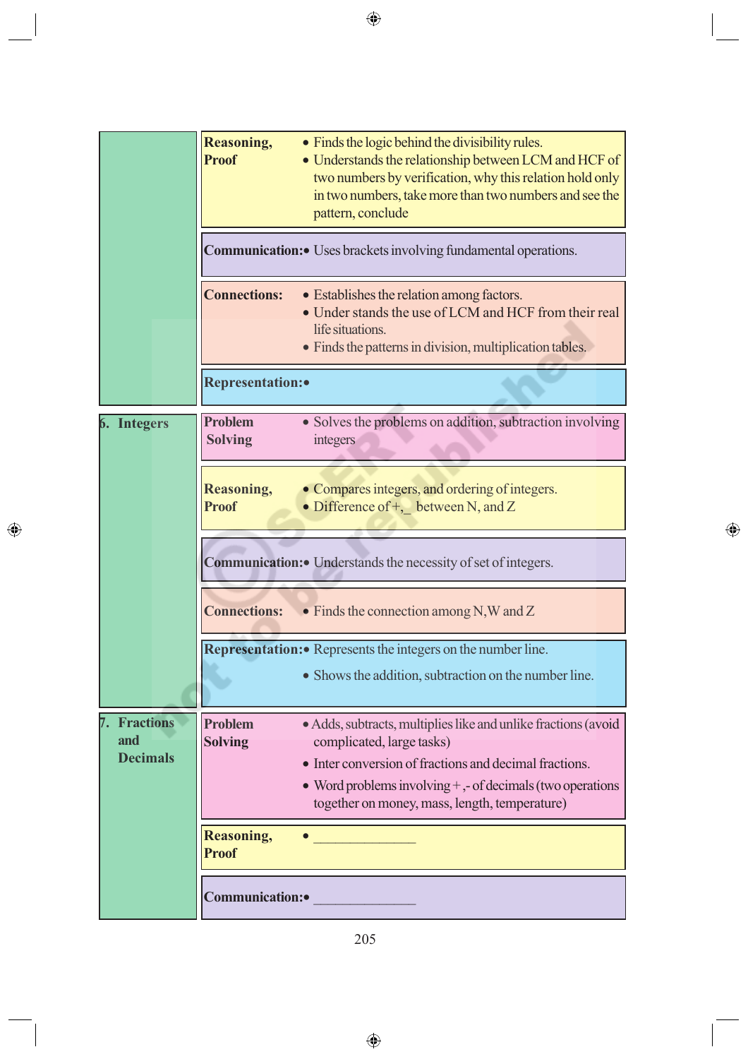| Chapter | Competency | Learning Indicators |
|---|---|---|
| | Reasoning, Proof | • Finds the logic behind the divisibility rules.<br>• Understands the relationship between LCM and HCF of two numbers by verification, why this relation hold only in two numbers, take more than two numbers and see the pattern, conclude |
| | Communication: | • Uses brackets involving fundamental operations. |
| | Connections: | • Establishes the relation among factors.<br>• Under stands the use of LCM and HCF from their real life situations.<br>• Finds the patterns in division, multiplication tables. |
| | Representation: | • |
| 6. Integers | Problem Solving | • Solves the problems on addition, subtraction involving integers |
| | Reasoning, Proof | • Compares integers, and ordering of integers.<br>• Difference of +,_ between N, and Z |
| | Communication: | • Understands the necessity of set of integers. |
| | Connections: | • Finds the connection among N,W and Z |
| | Representation: | • Represents the integers on the number line.<br>• Shows the addition, subtraction on the number line. |
| 7. Fractions and Decimals | Problem Solving | • Adds, subtracts, multiplies like and unlike fractions (avoid complicated, large tasks)<br>• Inter conversion of fractions and decimal fractions.<br>• Word problems involving +,- of decimals (two operations together on money, mass, length, temperature) |
| | Reasoning, Proof | • _____________ |
| | Communication: | • _____________ |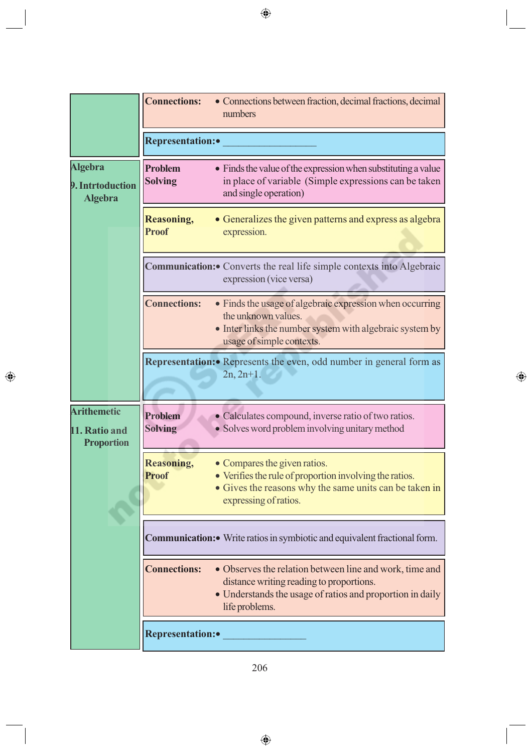| Topic | Competency | Learning Outcomes |
|---|---|---|
| | **Connections:** | • Connections between fraction, decimal fractions, decimal numbers |
| | **Representation:** | • __________________ |
| **Algebra**<br>**9. Intrtoduction Algebra** | **Problem Solving** | • Finds the value of the expression when substituting a value in place of variable (Simple expressions can be taken and single operation) |
| | **Reasoning, Proof** | • Generalizes the given patterns and express as algebra expression. |
| | **Communication:** | • Converts the real life simple contexts into Algebraic expression (vice versa) |
| | **Connections:** | • Finds the usage of algebraic expression when occurring the unknown values.<br>• Inter links the number system with algebraic system by usage of simple contexts. |
| | **Representation:** | • Represents the even, odd number in general form as 2n, 2n+1. |
| **Arithemetic**<br>**11. Ratio and Proportion** | **Problem Solving** | • Calculates compound, inverse ratio of two ratios.<br>• Solves word problem involving unitary method |
| | **Reasoning, Proof** | • Compares the given ratios.<br>• Verifies the rule of proportion involving the ratios.<br>• Gives the reasons why the same units can be taken in expressing of ratios. |
| | **Communication:** | • Write ratios in symbiotic and equivalent fractional form. |
| | **Connections:** | • Observes the relation between line and work, time and distance writing reading to proportions.<br>• Understands the usage of ratios and proportion in daily life problems. |
| | **Representation:** | • ________________ |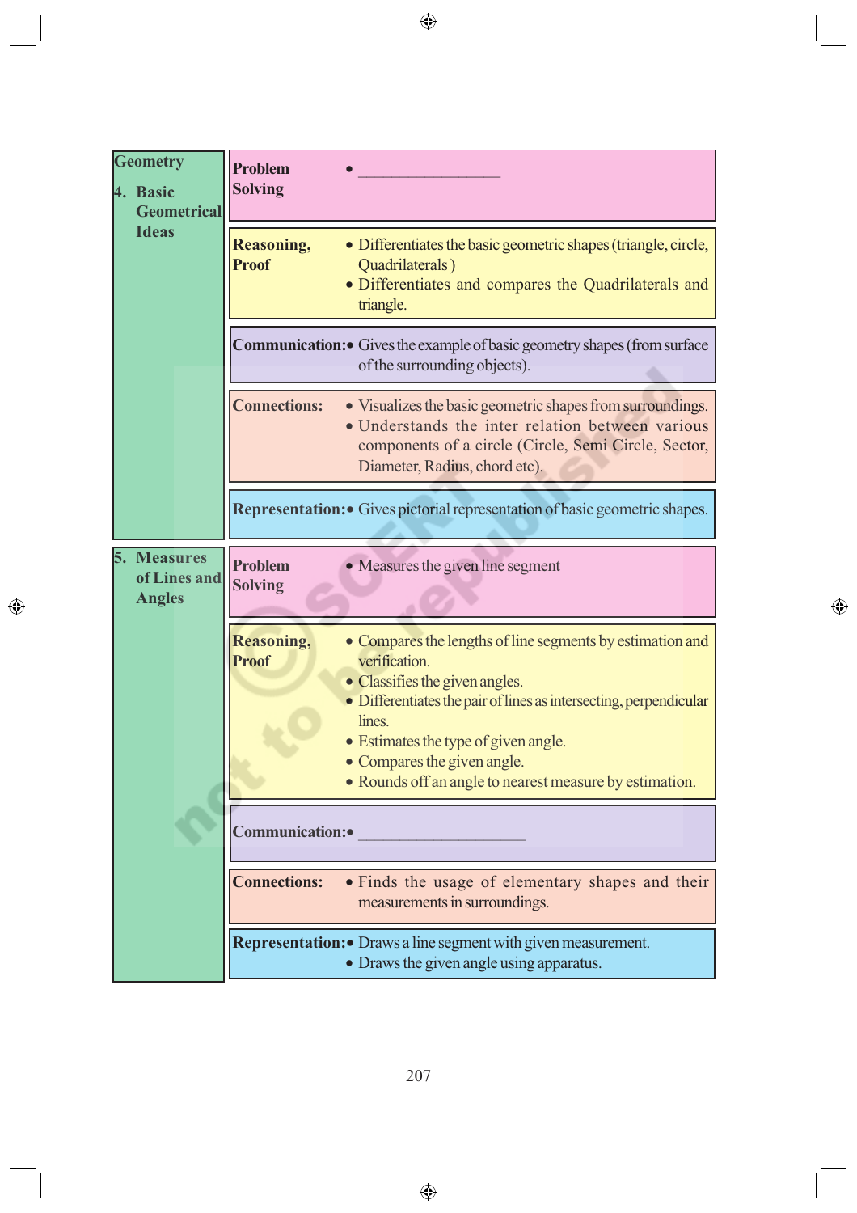| Geometry | | |
|---|---|---|
| 4. Basic Geometrical Ideas | **Problem Solving** | • ___________________ |
| | **Reasoning, Proof** | • Differentiates the basic geometric shapes (triangle, circle, Quadrilaterals )<br>• Differentiates and compares the Quadrilaterals and triangle. |
| | **Communication:** | • Gives the example of basic geometry shapes (from surface of the surrounding objects). |
| | **Connections:** | • Visualizes the basic geometric shapes from surroundings.<br>• Understands the inter relation between various components of a circle (Circle, Semi Circle, Sector, Diameter, Radius, chord etc). |
| | **Representation:** | • Gives pictorial representation of basic geometric shapes. |
| 5. Measures of Lines and Angles | **Problem Solving** | • Measures the given line segment |
| | **Reasoning, Proof** | • Compares the lengths of line segments by estimation and verification.<br>• Classifies the given angles.<br>• Differentiates the pair of lines as intersecting, perpendicular lines.<br>• Estimates the type of given angle.<br>• Compares the given angle.<br>• Rounds off an angle to nearest measure by estimation. |
| | **Communication:** | • ______________________ |
| | **Connections:** | • Finds the usage of elementary shapes and their measurements in surroundings. |
| | **Representation:** | • Draws a line segment with given measurement.<br>• Draws the given angle using apparatus. |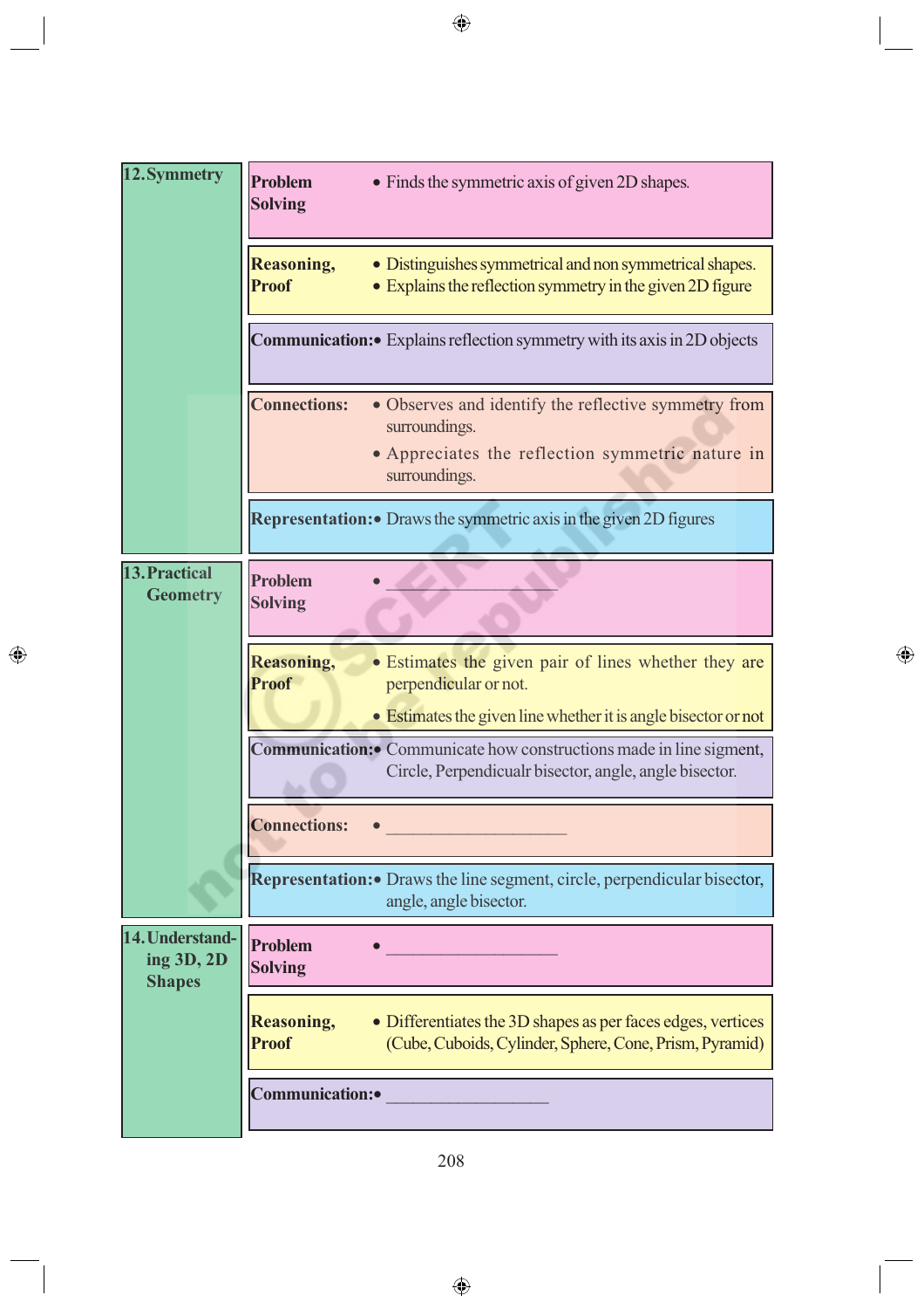| Topic | Competency | Learning Outcomes |
|---|---|---|
| 12. Symmetry | Problem Solving | • Finds the symmetric axis of given 2D shapes. |
| | Reasoning, Proof | • Distinguishes symmetrical and non symmetrical shapes.<br>• Explains the reflection symmetry in the given 2D figure |
| | Communication: | • Explains reflection symmetry with its axis in 2D objects |
| | Connections: | • Observes and identify the reflective symmetry from surroundings.<br>• Appreciates the reflection symmetric nature in surroundings. |
| | Representation: | • Draws the symmetric axis in the given 2D figures |
| 13. Practical Geometry | Problem Solving | • ____________________ |
| | Reasoning, Proof | • Estimates the given pair of lines whether they are perpendicular or not.<br>• Estimates the given line whether it is angle bisector or not |
| | Communication: | • Communicate how constructions made in line sigment, Circle, Perpendicualr bisector, angle, angle bisector. |
| | Connections: | • ____________________ |
| | Representation: | • Draws the line segment, circle, perpendicular bisector, angle, angle bisector. |
| 14. Understanding 3D, 2D Shapes | Problem Solving | • ____________________ |
| | Reasoning, Proof | • Differentiates the 3D shapes as per faces edges, vertices (Cube, Cuboids, Cylinder, Sphere, Cone, Prism, Pyramid) |
| | Communication: | • ____________________ |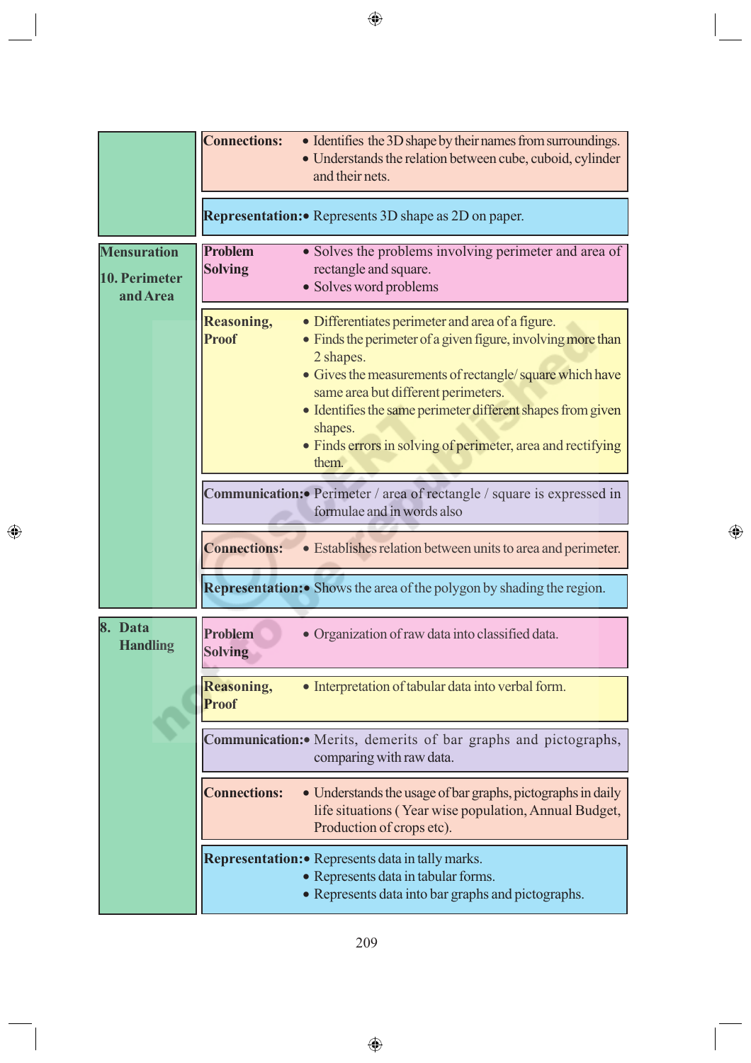| Chapter | Process | Learning Indicators |
|---|---|---|
| | Connections: | • Identifies the 3D shape by their names from surroundings.<br>• Understands the relation between cube, cuboid, cylinder and their nets. |
| | Representation: | • Represents 3D shape as 2D on paper. |
| Mensuration<br>10. Perimeter and Area | Problem Solving | • Solves the problems involving perimeter and area of rectangle and square.<br>• Solves word problems |
| | Reasoning, Proof | • Differentiates perimeter and area of a figure.<br>• Finds the perimeter of a given figure, involving more than 2 shapes.<br>• Gives the measurements of rectangle/ square which have same area but different perimeters.<br>• Identifies the same perimeter different shapes from given shapes.<br>• Finds errors in solving of perimeter, area and rectifying them. |
| | Communication: | • Perimeter / area of rectangle / square is expressed in formulae and in words also |
| | Connections: | • Establishes relation between units to area and perimeter. |
| | Representation: | • Shows the area of the polygon by shading the region. |
| 8. Data Handling | Problem Solving | • Organization of raw data into classified data. |
| | Reasoning, Proof | • Interpretation of tabular data into verbal form. |
| | Communication: | • Merits, demerits of bar graphs and pictographs, comparing with raw data. |
| | Connections: | • Understands the usage of bar graphs, pictographs in daily life situations ( Year wise population, Annual Budget, Production of crops etc). |
| | Representation: | • Represents data in tally marks.<br>• Represents data in tabular forms.<br>• Represents data into bar graphs and pictographs. |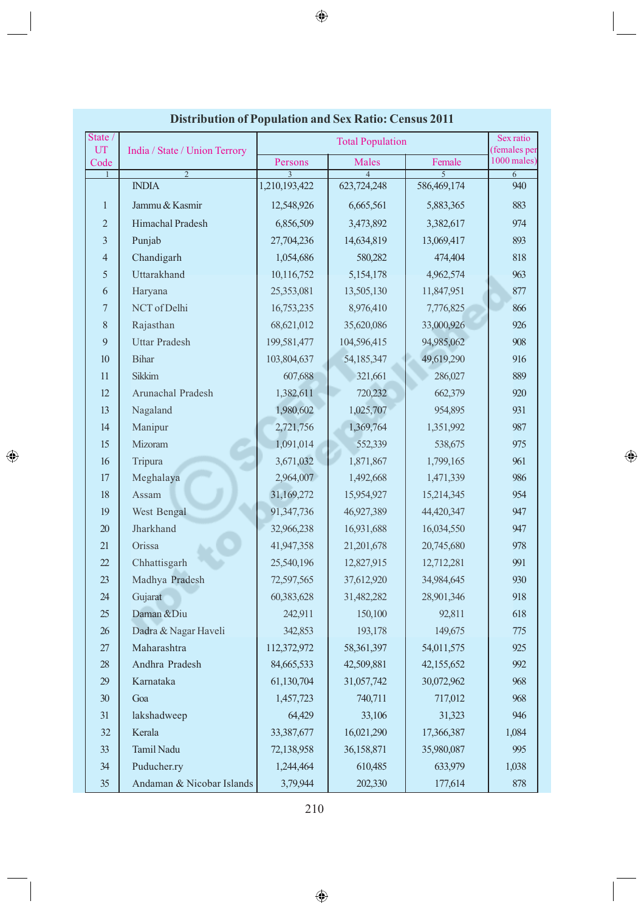## Distribution of Population and Sex Ratio: Census 2011

| State / UT Code | India / State / Union Terrory | Total Population | | | Sex ratio (females per 1000 males) |
|---|---|---|---|---|---|
| | | Persons | Males | Female | |
| 1 | 2 | 3 | 4 | 5 | 6 |
| | INDIA | 1,210,193,422 | 623,724,248 | 586,469,174 | 940 |
| 1 | Jammu & Kasmir | 12,548,926 | 6,665,561 | 5,883,365 | 883 |
| 2 | Himachal Pradesh | 6,856,509 | 3,473,892 | 3,382,617 | 974 |
| 3 | Punjab | 27,704,236 | 14,634,819 | 13,069,417 | 893 |
| 4 | Chandigarh | 1,054,686 | 580,282 | 474,404 | 818 |
| 5 | Uttarakhand | 10,116,752 | 5,154,178 | 4,962,574 | 963 |
| 6 | Haryana | 25,353,081 | 13,505,130 | 11,847,951 | 877 |
| 7 | NCT of Delhi | 16,753,235 | 8,976,410 | 7,776,825 | 866 |
| 8 | Rajasthan | 68,621,012 | 35,620,086 | 33,000,926 | 926 |
| 9 | Uttar Pradesh | 199,581,477 | 104,596,415 | 94,985,062 | 908 |
| 10 | Bihar | 103,804,637 | 54,185,347 | 49,619,290 | 916 |
| 11 | Sikkim | 607,688 | 321,661 | 286,027 | 889 |
| 12 | Arunachal Pradesh | 1,382,611 | 720,232 | 662,379 | 920 |
| 13 | Nagaland | 1,980,602 | 1,025,707 | 954,895 | 931 |
| 14 | Manipur | 2,721,756 | 1,369,764 | 1,351,992 | 987 |
| 15 | Mizoram | 1,091,014 | 552,339 | 538,675 | 975 |
| 16 | Tripura | 3,671,032 | 1,871,867 | 1,799,165 | 961 |
| 17 | Meghalaya | 2,964,007 | 1,492,668 | 1,471,339 | 986 |
| 18 | Assam | 31,169,272 | 15,954,927 | 15,214,345 | 954 |
| 19 | West Bengal | 91,347,736 | 46,927,389 | 44,420,347 | 947 |
| 20 | Jharkhand | 32,966,238 | 16,931,688 | 16,034,550 | 947 |
| 21 | Orissa | 41,947,358 | 21,201,678 | 20,745,680 | 978 |
| 22 | Chhattisgarh | 25,540,196 | 12,827,915 | 12,712,281 | 991 |
| 23 | Madhya Pradesh | 72,597,565 | 37,612,920 | 34,984,645 | 930 |
| 24 | Gujarat | 60,383,628 | 31,482,282 | 28,901,346 | 918 |
| 25 | Daman &Diu | 242,911 | 150,100 | 92,811 | 618 |
| 26 | Dadra & Nagar Haveli | 342,853 | 193,178 | 149,675 | 775 |
| 27 | Maharashtra | 112,372,972 | 58,361,397 | 54,011,575 | 925 |
| 28 | Andhra Pradesh | 84,665,533 | 42,509,881 | 42,155,652 | 992 |
| 29 | Karnataka | 61,130,704 | 31,057,742 | 30,072,962 | 968 |
| 30 | Goa | 1,457,723 | 740,711 | 717,012 | 968 |
| 31 | lakshadweep | 64,429 | 33,106 | 31,323 | 946 |
| 32 | Kerala | 33,387,677 | 16,021,290 | 17,366,387 | 1,084 |
| 33 | Tamil Nadu | 72,138,958 | 36,158,871 | 35,980,087 | 995 |
| 34 | Puducher.ry | 1,244,464 | 610,485 | 633,979 | 1,038 |
| 35 | Andaman & Nicobar Islands | 3,79,944 | 202,330 | 177,614 | 878 |